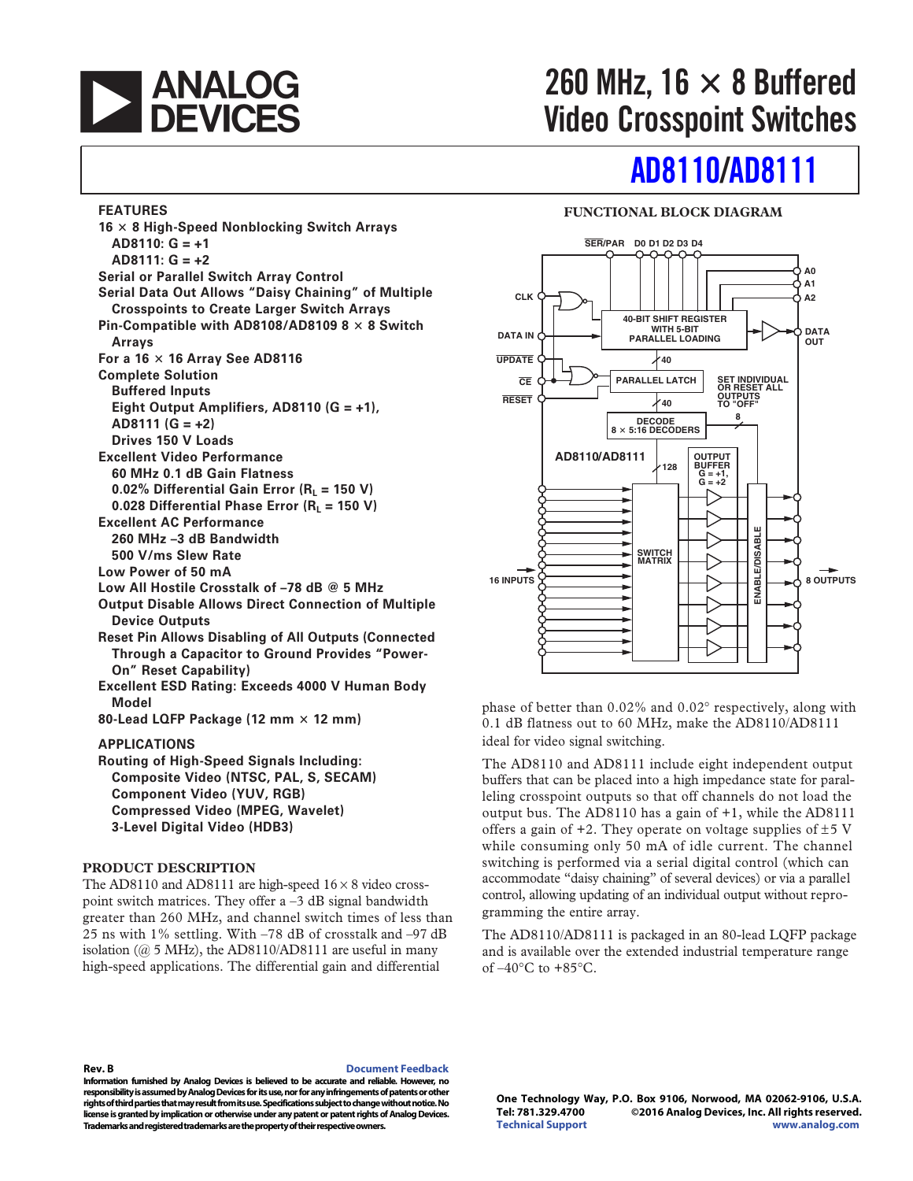# 260 MHz, 16 × 8 Buffered Video Crosspoint Switches

# AD8110/AD8111

## FEATURES

- 16 × 8 High-Speed Nonblocking Switch Arrays
  - AD8110: G = +1
  - AD8111: G = +2
- Serial or Parallel Switch Array Control
- Serial Data Out Allows "Daisy Chaining" of Multiple Crosspoints to Create Larger Switch Arrays
- Pin-Compatible with AD8108/AD8109 8 × 8 Switch Arrays
- For a 16 × 16 Array See AD8116
- Complete Solution
  - Buffered Inputs
  - Eight Output Amplifiers, AD8110 (G = +1), AD8111 (G = +2)
  - Drives 150 V Loads
- Excellent Video Performance
  - 60 MHz 0.1 dB Gain Flatness
  - 0.02% Differential Gain Error ($R_L$ = 150 V)
  - 0.028 Differential Phase Error ($R_L$ = 150 V)
- Excellent AC Performance
  - 260 MHz –3 dB Bandwidth
  - 500 V/ms Slew Rate
- Low Power of 50 mA
- Low All Hostile Crosstalk of –78 dB @ 5 MHz
- Output Disable Allows Direct Connection of Multiple Device Outputs
- Reset Pin Allows Disabling of All Outputs (Connected Through a Capacitor to Ground Provides "Power-On" Reset Capability)
- Excellent ESD Rating: Exceeds 4000 V Human Body Model
- 80-Lead LQFP Package (12 mm × 12 mm)

## APPLICATIONS

- Routing of High-Speed Signals Including:
  - Composite Video (NTSC, PAL, S, SECAM)
  - Component Video (YUV, RGB)
  - Compressed Video (MPEG, Wavelet)
  - 3-Level Digital Video (HDB3)

## FUNCTIONAL BLOCK DIAGRAM

## PRODUCT DESCRIPTION

The AD8110 and AD8111 are high-speed 16 × 8 video crosspoint switch matrices. They offer a –3 dB signal bandwidth greater than 260 MHz, and channel switch times of less than 25 ns with 1% settling. With –78 dB of crosstalk and –97 dB isolation (@ 5 MHz), the AD8110/AD8111 are useful in many high-speed applications. The differential gain and differential phase of better than 0.02% and 0.02° respectively, along with 0.1 dB flatness out to 60 MHz, make the AD8110/AD8111 ideal for video signal switching.

The AD8110 and AD8111 include eight independent output buffers that can be placed into a high impedance state for paralleling crosspoint outputs so that off channels do not load the output bus. The AD8110 has a gain of +1, while the AD8111 offers a gain of +2. They operate on voltage supplies of ±5 V while consuming only 50 mA of idle current. The channel switching is performed via a serial digital control (which can accommodate "daisy chaining" of several devices) or via a parallel control, allowing updating of an individual output without reprogramming the entire array.

The AD8110/AD8111 is packaged in an 80-lead LQFP package and is available over the extended industrial temperature range of –40°C to +85°C.

Rev. B

Information furnished by Analog Devices is believed to be accurate and reliable. However, no responsibility is assumed by Analog Devices for its use, nor for any infringements of patents or other rights of third parties that may result from its use. Specifications subject to change without notice. No license is granted by implication or otherwise under any patent or patent rights of Analog Devices. Trademarks and registered trademarks are the property of their respective owners.

One Technology Way, P.O. Box 9106, Norwood, MA 02062-9106, U.S.A.
Tel: 781.329.4700 ©2016 Analog Devices, Inc. All rights reserved.
Technical Support www.analog.com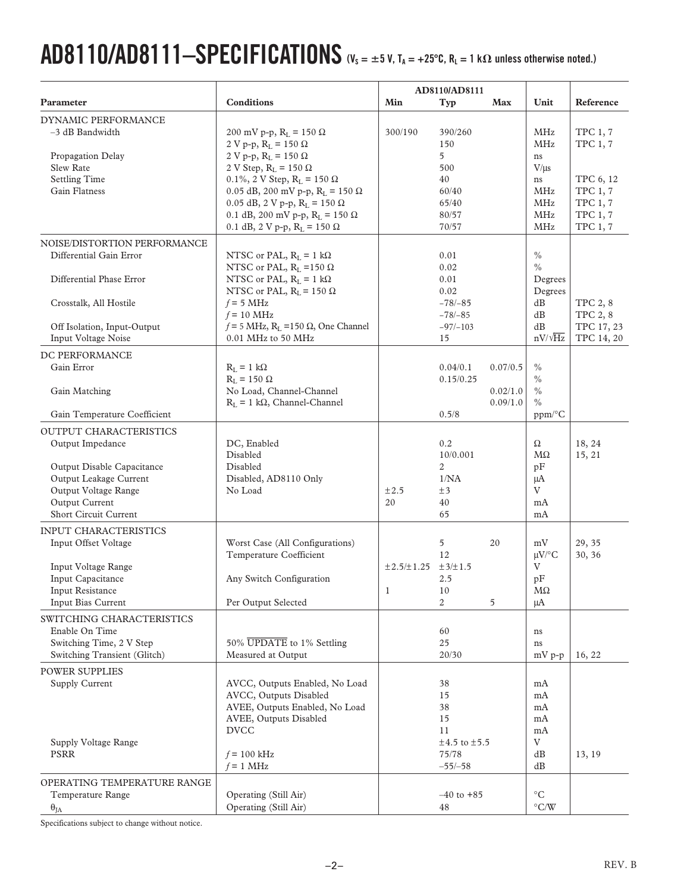# AD8110/AD8111–SPECIFICATIONS ($V_S$ = ±5 V, $T_A$ = +25°C, $R_L$ = 1 kΩ unless otherwise noted.)

| Parameter | Conditions | AD8110/AD8111 Min | Typ | Max | Unit | Reference |
|---|---|---|---|---|---|---|
| **DYNAMIC PERFORMANCE** | | | | | | |
| –3 dB Bandwidth | 200 mV p-p, $R_L$ = 150 Ω | 300/190 | 390/260 | | MHz | TPC 1, 7 |
| | 2 V p-p, $R_L$ = 150 Ω | | 150 | | MHz | TPC 1, 7 |
| Propagation Delay | 2 V p-p, $R_L$ = 150 Ω | | 5 | | ns | |
| Slew Rate | 2 V Step, $R_L$ = 150 Ω | | 500 | | V/µs | |
| Settling Time | 0.1%, 2 V Step, $R_L$ = 150 Ω | | 40 | | ns | TPC 6, 12 |
| Gain Flatness | 0.05 dB, 200 mV p-p, $R_L$ = 150 Ω | | 60/40 | | MHz | TPC 1, 7 |
| | 0.05 dB, 2 V p-p, $R_L$ = 150 Ω | | 65/40 | | MHz | TPC 1, 7 |
| | 0.1 dB, 200 mV p-p, $R_L$ = 150 Ω | | 80/57 | | MHz | TPC 1, 7 |
| | 0.1 dB, 2 V p-p, $R_L$ = 150 Ω | | 70/57 | | MHz | TPC 1, 7 |
| **NOISE/DISTORTION PERFORMANCE** | | | | | | |
| Differential Gain Error | NTSC or PAL, $R_L$ = 1 kΩ | | 0.01 | | % | |
| | NTSC or PAL, $R_L$ =150 Ω | | 0.02 | | % | |
| Differential Phase Error | NTSC or PAL, $R_L$ = 1 kΩ | | 0.01 | | Degrees | |
| | NTSC or PAL, $R_L$ = 150 Ω | | 0.02 | | Degrees | |
| Crosstalk, All Hostile | $f$ = 5 MHz | | –78/–85 | | dB | TPC 2, 8 |
| | $f$ = 10 MHz | | –78/–85 | | dB | TPC 2, 8 |
| Off Isolation, Input-Output | $f$ = 5 MHz, $R_L$ =150 Ω, One Channel | | –97/–103 | | dB | TPC 17, 23 |
| Input Voltage Noise | 0.01 MHz to 50 MHz | | 15 | | nV/√Hz | TPC 14, 20 |
| **DC PERFORMANCE** | | | | | | |
| Gain Error | $R_L$ = 1 kΩ | | 0.04/0.1 | 0.07/0.5 | % | |
| | $R_L$ = 150 Ω | | 0.15/0.25 | | % | |
| Gain Matching | No Load, Channel-Channel | | | 0.02/1.0 | % | |
| | $R_L$ = 1 kΩ, Channel-Channel | | | 0.09/1.0 | % | |
| Gain Temperature Coefficient | | | 0.5/8 | | ppm/°C | |
| **OUTPUT CHARACTERISTICS** | | | | | | |
| Output Impedance | DC, Enabled | | 0.2 | | Ω | 18, 24 |
| | Disabled | | 10/0.001 | | MΩ | 15, 21 |
| Output Disable Capacitance | Disabled | | 2 | | pF | |
| Output Leakage Current | Disabled, AD8110 Only | | 1/NA | | µA | |
| Output Voltage Range | No Load | ±2.5 | ±3 | | V | |
| Output Current | | 20 | 40 | | mA | |
| Short Circuit Current | | | 65 | | mA | |
| **INPUT CHARACTERISTICS** | | | | | | |
| Input Offset Voltage | Worst Case (All Configurations) | | 5 | 20 | mV | 29, 35 |
| | Temperature Coefficient | | 12 | | µV/°C | 30, 36 |
| Input Voltage Range | | ±2.5/±1.25 | ±3/±1.5 | | V | |
| Input Capacitance | Any Switch Configuration | | 2.5 | | pF | |
| Input Resistance | | 1 | 10 | | MΩ | |
| Input Bias Current | Per Output Selected | | 2 | 5 | µA | |
| **SWITCHING CHARACTERISTICS** | | | | | | |
| Enable On Time | | | 60 | | ns | |
| Switching Time, 2 V Step | 50% $\overline{\text{UPDATE}}$ to 1% Settling | | 25 | | ns | |
| Switching Transient (Glitch) | Measured at Output | | 20/30 | | mV p-p | 16, 22 |
| **POWER SUPPLIES** | | | | | | |
| Supply Current | AVCC, Outputs Enabled, No Load | | 38 | | mA | |
| | AVCC, Outputs Disabled | | 15 | | mA | |
| | AVEE, Outputs Enabled, No Load | | 38 | | mA | |
| | AVEE, Outputs Disabled | | 15 | | mA | |
| | DVCC | | 11 | | mA | |
| Supply Voltage Range | | | ±4.5 to ±5.5 | | V | |
| PSRR | $f$ = 100 kHz | | 75/78 | | dB | 13, 19 |
| | $f$ = 1 MHz | | –55/–58 | | dB | |
| **OPERATING TEMPERATURE RANGE** | | | | | | |
| Temperature Range | Operating (Still Air) | | –40 to +85 | | °C | |
| $\theta_{JA}$ | Operating (Still Air) | | 48 | | °C/W | |

Specifications subject to change without notice.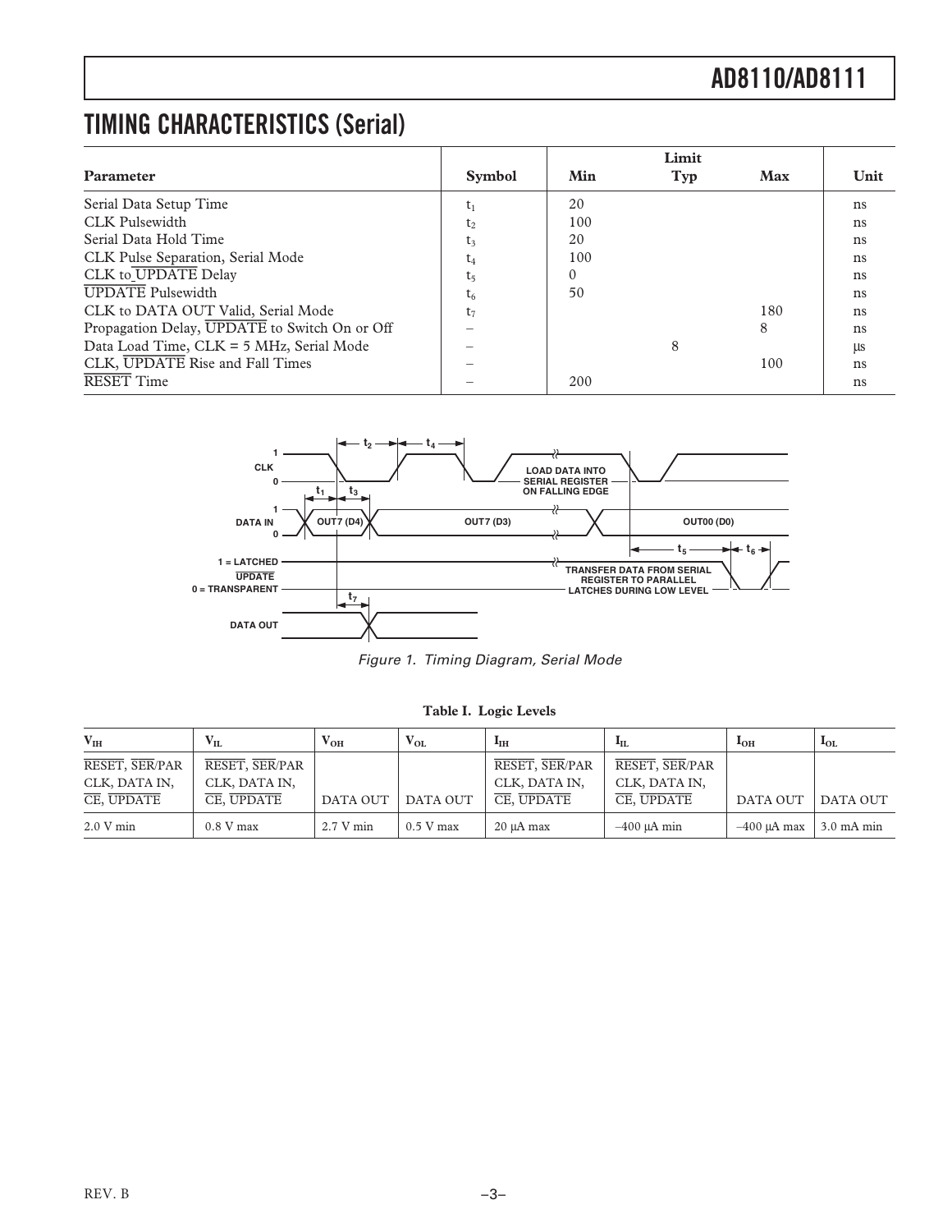# TIMING CHARACTERISTICS (Serial)

| Parameter | Symbol | Limit Min | Limit Typ | Limit Max | Unit |
|---|---|---|---|---|---|
| Serial Data Setup Time | $t_1$ | 20 | | | ns |
| CLK Pulsewidth | $t_2$ | 100 | | | ns |
| Serial Data Hold Time | $t_3$ | 20 | | | ns |
| CLK Pulse Separation, Serial Mode | $t_4$ | 100 | | | ns |
| CLK to $\overline{\text{UPDATE}}$ Delay | $t_5$ | 0 | | | ns |
| $\overline{\text{UPDATE}}$ Pulsewidth | $t_6$ | 50 | | | ns |
| CLK to DATA OUT Valid, Serial Mode | $t_7$ | | | 180 | ns |
| Propagation Delay, $\overline{\text{UPDATE}}$ to Switch On or Off | – | | | 8 | ns |
| Data Load Time, CLK = 5 MHz, Serial Mode | – | | 8 | | µs |
| CLK, $\overline{\text{UPDATE}}$ Rise and Fall Times | – | | | 100 | ns |
| $\overline{\text{RESET}}$ Time | – | 200 | | | ns |

Figure 1. Timing Diagram, Serial Mode

**Table I. Logic Levels**

| $V_{IH}$ | $V_{IL}$ | $V_{OH}$ | $V_{OL}$ | $I_{IH}$ | $I_{IL}$ | $I_{OH}$ | $I_{OL}$ |
|---|---|---|---|---|---|---|---|
| $\overline{\text{RESET}}$, $\overline{\text{SER}}$/PAR CLK, DATA IN, $\overline{\text{CE}}$, $\overline{\text{UPDATE}}$ | $\overline{\text{RESET}}$, $\overline{\text{SER}}$/PAR CLK, DATA IN, $\overline{\text{CE}}$, $\overline{\text{UPDATE}}$ | DATA OUT | DATA OUT | $\overline{\text{RESET}}$, $\overline{\text{SER}}$/PAR CLK, DATA IN, $\overline{\text{CE}}$, $\overline{\text{UPDATE}}$ | $\overline{\text{RESET}}$, $\overline{\text{SER}}$/PAR CLK, DATA IN, $\overline{\text{CE}}$, $\overline{\text{UPDATE}}$ | DATA OUT | DATA OUT |
| 2.0 V min | 0.8 V max | 2.7 V min | 0.5 V max | 20 µA max | –400 µA min | –400 µA max | 3.0 mA min |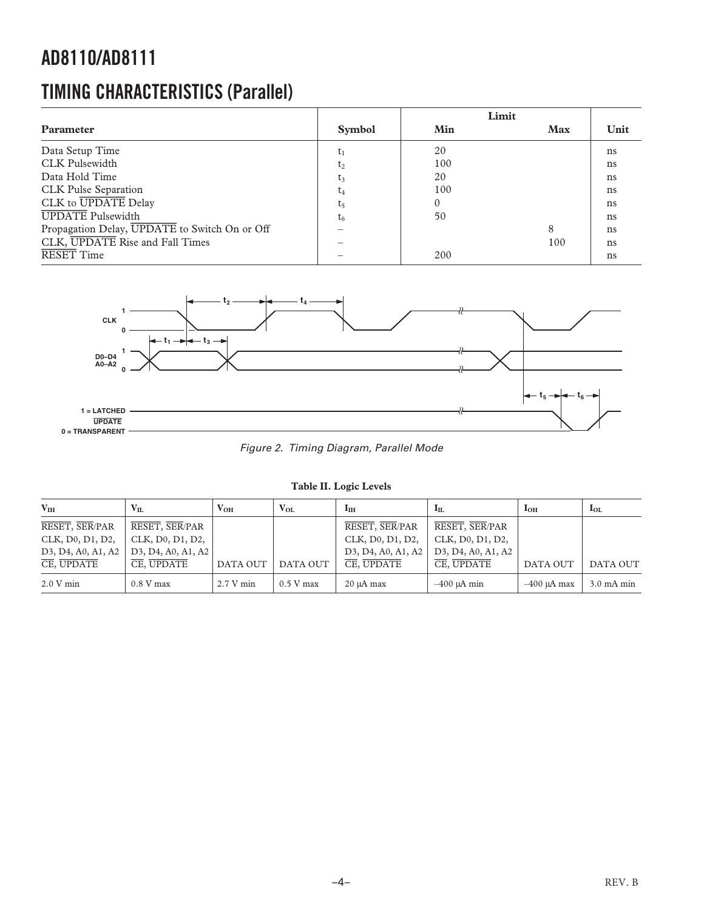## TIMING CHARACTERISTICS (Parallel)

| Parameter | Symbol | Limit | | Unit |
|---|---|---|---|---|
| | | Min | Max | |
| Data Setup Time | $t_1$ | 20 | | ns |
| CLK Pulsewidth | $t_2$ | 100 | | ns |
| Data Hold Time | $t_3$ | 20 | | ns |
| CLK Pulse Separation | $t_4$ | 100 | | ns |
| CLK to $\overline{\text{UPDATE}}$ Delay | $t_5$ | 0 | | ns |
| $\overline{\text{UPDATE}}$ Pulsewidth | $t_6$ | 50 | | ns |
| Propagation Delay, $\overline{\text{UPDATE}}$ to Switch On or Off | – | | 8 | ns |
| CLK, $\overline{\text{UPDATE}}$ Rise and Fall Times | – | | 100 | ns |
| $\overline{\text{RESET}}$ Time | – | 200 | | ns |

Figure 2. Timing Diagram, Parallel Mode

**Table II. Logic Levels**

| $V_{IH}$ | $V_{IL}$ | $V_{OH}$ | $V_{OL}$ | $I_{IH}$ | $I_{IL}$ | $I_{OH}$ | $I_{OL}$ |
|---|---|---|---|---|---|---|---|
| $\overline{\text{RESET}}$, $\overline{\text{SER}}$/PAR CLK, D0, D1, D2, D3, D4, A0, A1, A2 $\overline{\text{CE}}$, $\overline{\text{UPDATE}}$ | $\overline{\text{RESET}}$, $\overline{\text{SER}}$/PAR CLK, D0, D1, D2, D3, D4, A0, A1, A2 $\overline{\text{CE}}$, $\overline{\text{UPDATE}}$ | DATA OUT | DATA OUT | $\overline{\text{RESET}}$, $\overline{\text{SER}}$/PAR CLK, D0, D1, D2, D3, D4, A0, A1, A2 $\overline{\text{CE}}$, $\overline{\text{UPDATE}}$ | $\overline{\text{RESET}}$, $\overline{\text{SER}}$/PAR CLK, D0, D1, D2, D3, D4, A0, A1, A2 $\overline{\text{CE}}$, $\overline{\text{UPDATE}}$ | DATA OUT | DATA OUT |
| 2.0 V min | 0.8 V max | 2.7 V min | 0.5 V max | 20 µA max | –400 µA min | –400 µA max | 3.0 mA min |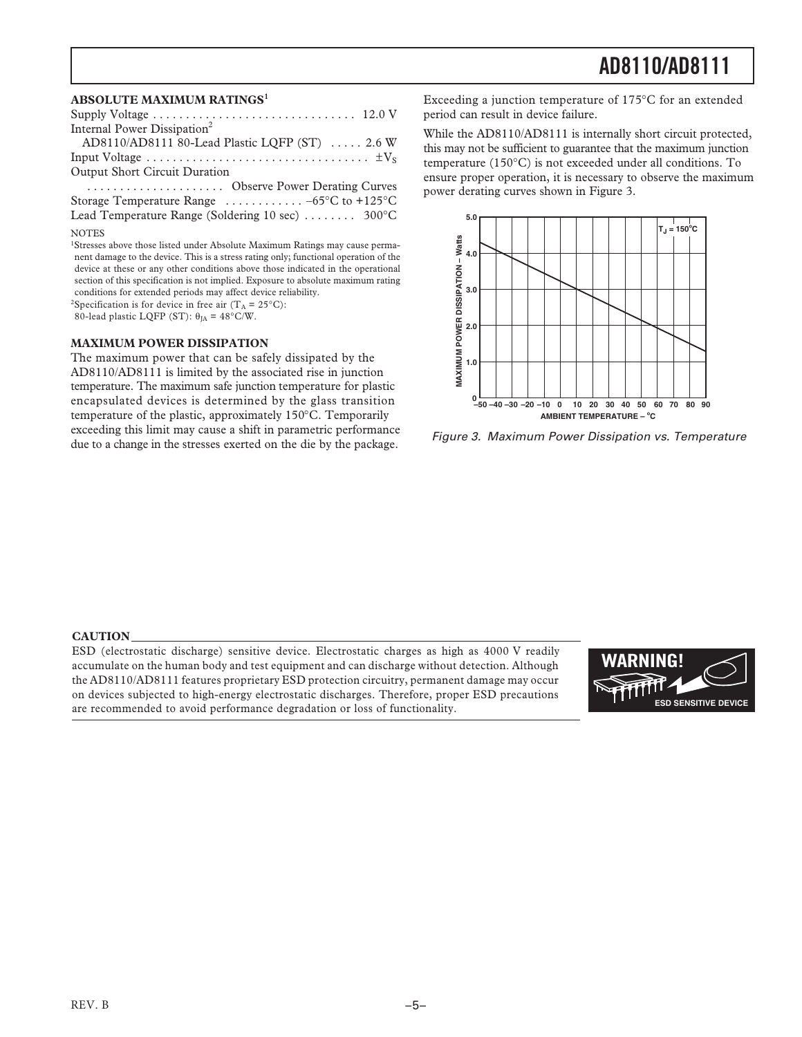## ABSOLUTE MAXIMUM RATINGS[1]

Supply Voltage . . . . . . . . . . . . . . . . . . . . . . . . . . . . . . . 12.0 V
Internal Power Dissipation[2]
AD8110/AD8111 80-Lead Plastic LQFP (ST) . . . . . 2.6 W
Input Voltage . . . . . . . . . . . . . . . . . . . . . . . . . . . . . . . . . $\pm V_S$
Output Short Circuit Duration
. . . . . . . . . . . . . . . . . . . . . Observe Power Derating Curves
Storage Temperature Range . . . . . . . . . . . . –65°C to +125°C
Lead Temperature Range (Soldering 10 sec) . . . . . . . . 300°C

NOTES

[1]Stresses above those listed under Absolute Maximum Ratings may cause permanent damage to the device. This is a stress rating only; functional operation of the device at these or any other conditions above those indicated in the operational section of this specification is not implied. Exposure to absolute maximum rating conditions for extended periods may affect device reliability.

[2]Specification is for device in free air ($T_A$ = 25°C):
80-lead plastic LQFP (ST): $\theta_{JA}$ = 48°C/W.

## MAXIMUM POWER DISSIPATION

The maximum power that can be safely dissipated by the AD8110/AD8111 is limited by the associated rise in junction temperature. The maximum safe junction temperature for plastic encapsulated devices is determined by the glass transition temperature of the plastic, approximately 150°C. Temporarily exceeding this limit may cause a shift in parametric performance due to a change in the stresses exerted on the die by the package.

Exceeding a junction temperature of 175°C for an extended period can result in device failure.

While the AD8110/AD8111 is internally short circuit protected, this may not be sufficient to guarantee that the maximum junction temperature (150°C) is not exceeded under all conditions. To ensure proper operation, it is necessary to observe the maximum power derating curves shown in Figure 3.

Figure 3. Maximum Power Dissipation vs. Temperature

### CAUTION

ESD (electrostatic discharge) sensitive device. Electrostatic charges as high as 4000 V readily accumulate on the human body and test equipment and can discharge without detection. Although the AD8110/AD8111 features proprietary ESD protection circuitry, permanent damage may occur on devices subjected to high-energy electrostatic discharges. Therefore, proper ESD precautions are recommended to avoid performance degradation or loss of functionality.

WARNING! ESD SENSITIVE DEVICE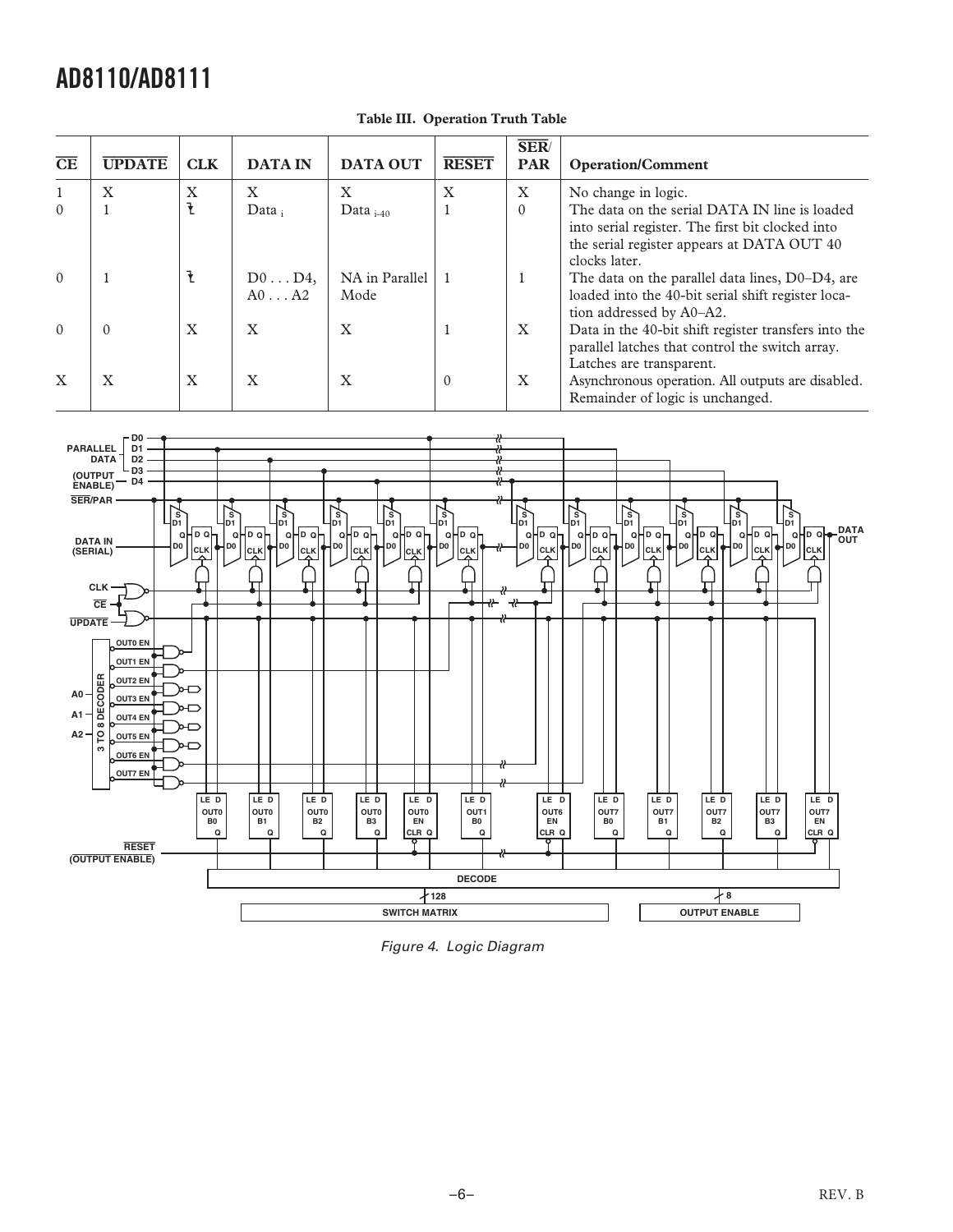**Table III. Operation Truth Table**

| $\overline{CE}$ | $\overline{UPDATE}$ | CLK | DATA IN | DATA OUT | $\overline{RESET}$ | $\overline{SER}$/PAR | Operation/Comment |
|---|---|---|---|---|---|---|---|
| 1 | X | X | X | X | X | X | No change in logic. |
| 0 | 1 | ⎍ | Data $_i$ | Data $_{i-40}$ | 1 | 0 | The data on the serial DATA IN line is loaded into serial register. The first bit clocked into the serial register appears at DATA OUT 40 clocks later. |
| 0 | 1 | ⎍ | D0 . . . D4, A0 . . . A2 | NA in Parallel Mode | 1 | 1 | The data on the parallel data lines, D0–D4, are loaded into the 40-bit serial shift register location addressed by A0–A2. |
| 0 | 0 | X | X | X | 1 | X | Data in the 40-bit shift register transfers into the parallel latches that control the switch array. Latches are transparent. |
| X | X | X | X | X | 0 | X | Asynchronous operation. All outputs are disabled. Remainder of logic is unchanged. |

*Figure 4. Logic Diagram*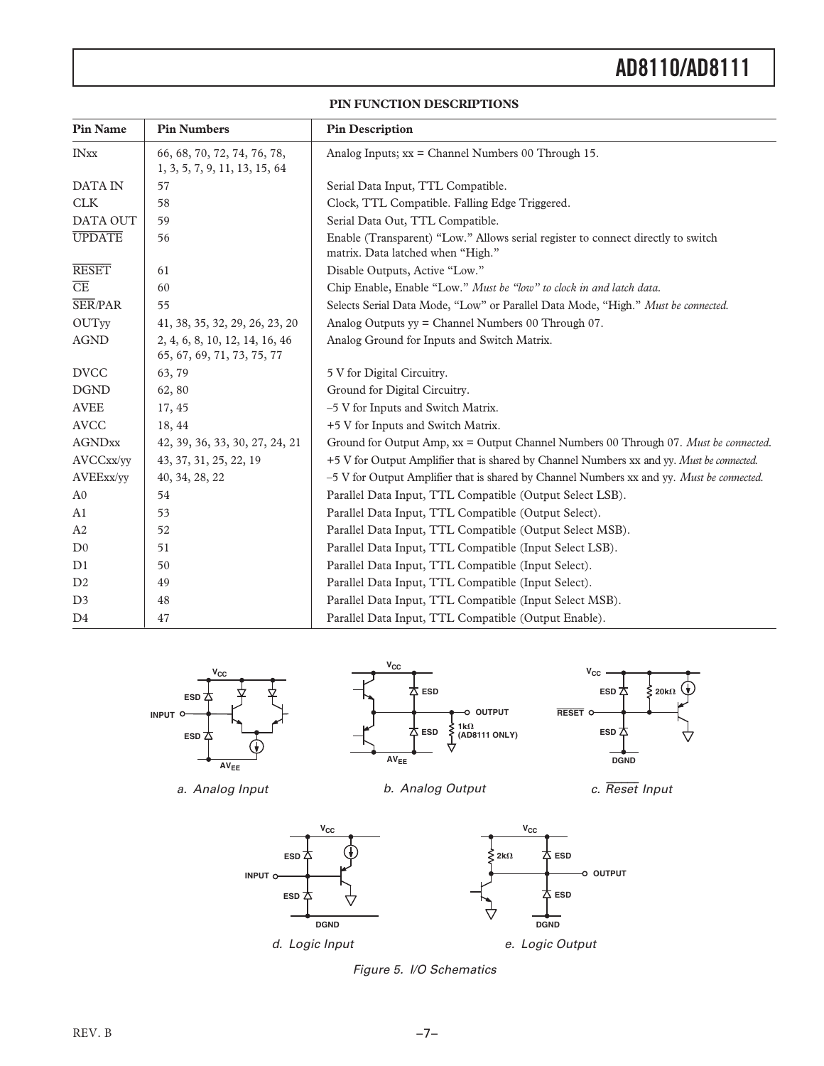## PIN FUNCTION DESCRIPTIONS

| Pin Name | Pin Numbers | Pin Description |
|---|---|---|
| INxx | 66, 68, 70, 72, 74, 76, 78, 1, 3, 5, 7, 9, 11, 13, 15, 64 | Analog Inputs; xx = Channel Numbers 00 Through 15. |
| DATA IN | 57 | Serial Data Input, TTL Compatible. |
| CLK | 58 | Clock, TTL Compatible. Falling Edge Triggered. |
| DATA OUT | 59 | Serial Data Out, TTL Compatible. |
| $\overline{\text{UPDATE}}$ | 56 | Enable (Transparent) "Low." Allows serial register to connect directly to switch matrix. Data latched when "High." |
| $\overline{\text{RESET}}$ | 61 | Disable Outputs, Active "Low." |
| $\overline{\text{CE}}$ | 60 | Chip Enable, Enable "Low." *Must be "low" to clock in and latch data.* |
| $\overline{\text{SER}}$/PAR | 55 | Selects Serial Data Mode, "Low" or Parallel Data Mode, "High." *Must be connected.* |
| OUTyy | 41, 38, 35, 32, 29, 26, 23, 20 | Analog Outputs yy = Channel Numbers 00 Through 07. |
| AGND | 2, 4, 6, 8, 10, 12, 14, 16, 46 65, 67, 69, 71, 73, 75, 77 | Analog Ground for Inputs and Switch Matrix. |
| DVCC | 63, 79 | 5 V for Digital Circuitry. |
| DGND | 62, 80 | Ground for Digital Circuitry. |
| AVEE | 17, 45 | –5 V for Inputs and Switch Matrix. |
| AVCC | 18, 44 | +5 V for Inputs and Switch Matrix. |
| AGNDxx | 42, 39, 36, 33, 30, 27, 24, 21 | Ground for Output Amp, xx = Output Channel Numbers 00 Through 07. *Must be connected.* |
| AVCCxx/yy | 43, 37, 31, 25, 22, 19 | +5 V for Output Amplifier that is shared by Channel Numbers xx and yy. *Must be connected.* |
| AVEExx/yy | 40, 34, 28, 22 | –5 V for Output Amplifier that is shared by Channel Numbers xx and yy. *Must be connected.* |
| A0 | 54 | Parallel Data Input, TTL Compatible (Output Select LSB). |
| A1 | 53 | Parallel Data Input, TTL Compatible (Output Select). |
| A2 | 52 | Parallel Data Input, TTL Compatible (Output Select MSB). |
| D0 | 51 | Parallel Data Input, TTL Compatible (Input Select LSB). |
| D1 | 50 | Parallel Data Input, TTL Compatible (Input Select). |
| D2 | 49 | Parallel Data Input, TTL Compatible (Input Select). |
| D3 | 48 | Parallel Data Input, TTL Compatible (Input Select MSB). |
| D4 | 47 | Parallel Data Input, TTL Compatible (Output Enable). |

*a. Analog Input*

*b. Analog Output*

*c. $\overline{\text{Reset}}$ Input*

*d. Logic Input*

*e. Logic Output*

*Figure 5. I/O Schematics*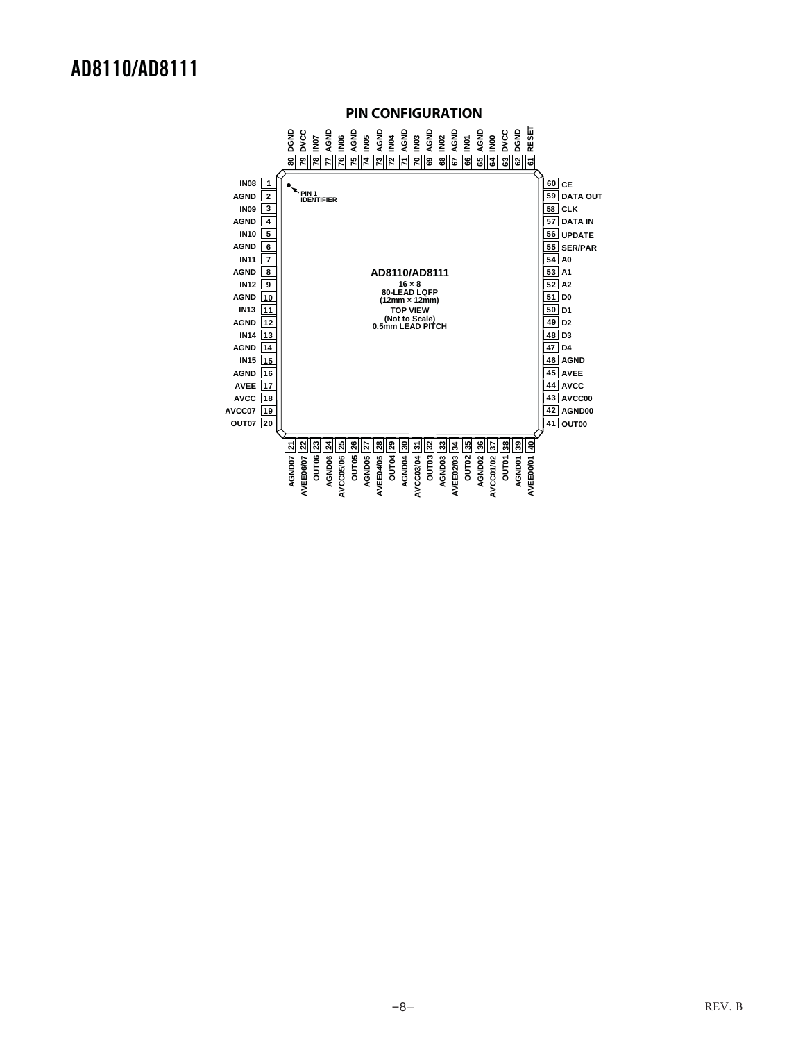## PIN CONFIGURATION

**AD8110/AD8111**
16 × 8
80-LEAD LQFP
(12mm × 12mm)
TOP VIEW
(Not to Scale)
0.5mm LEAD PITCH

PIN 1 IDENTIFIER

| Pin | Name | Pin | Name | Pin | Name | Pin | Name |
|---|---|---|---|---|---|---|---|
| 1 | IN08 | 21 | AGND07 | 41 | OUT00 | 61 | RESET |
| 2 | AGND | 22 | AVEE06/07 | 42 | AGND00 | 62 | DGND |
| 3 | IN09 | 23 | OUT06 | 43 | AVCC00 | 63 | DVCC |
| 4 | AGND | 24 | AGND06 | 44 | AVCC | 64 | IN00 |
| 5 | IN10 | 25 | AVCC05/06 | 45 | AVEE | 65 | AGND |
| 6 | AGND | 26 | OUT05 | 46 | AGND | 66 | IN01 |
| 7 | IN11 | 27 | AGND05 | 47 | D4 | 67 | AGND |
| 8 | AGND | 28 | AVEE04/05 | 48 | D3 | 68 | IN02 |
| 9 | IN12 | 29 | OUT04 | 49 | D2 | 69 | AGND |
| 10 | AGND | 30 | AGND04 | 50 | D1 | 70 | IN03 |
| 11 | IN13 | 31 | AVCC03/04 | 51 | D0 | 71 | AGND |
| 12 | AGND | 32 | OUT03 | 52 | A2 | 72 | IN04 |
| 13 | IN14 | 33 | AGND03 | 53 | A1 | 73 | AGND |
| 14 | AGND | 34 | AVEE02/03 | 54 | A0 | 74 | IN05 |
| 15 | IN15 | 35 | OUT02 | 55 | SER/PAR | 75 | AGND |
| 16 | AGND | 36 | AGND02 | 56 | UPDATE | 76 | IN06 |
| 17 | AVEE | 37 | AVCC01/02 | 57 | DATA IN | 77 | AGND |
| 18 | AVCC | 38 | OUT01 | 58 | CLK | 78 | IN07 |
| 19 | AVCC07 | 39 | AGND01 | 59 | DATA OUT | 79 | DVCC |
| 20 | OUT07 | 40 | AVEE00/01 | 60 | CE | 80 | DGND |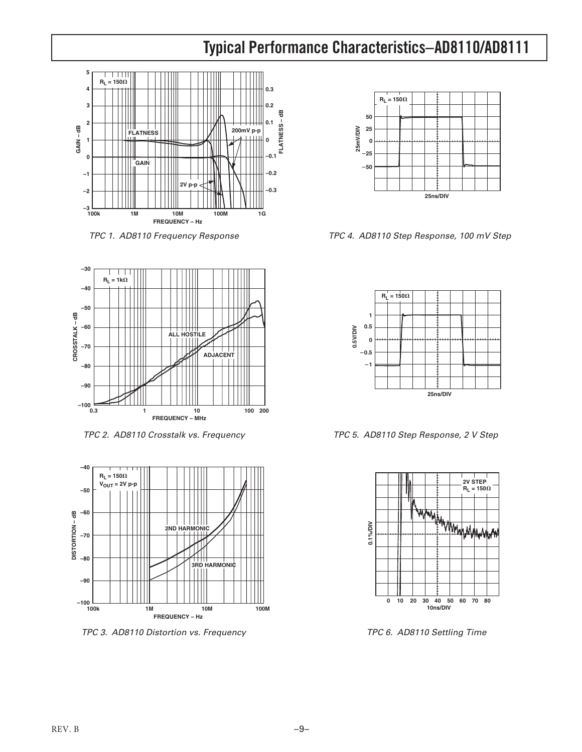# Typical Performance Characteristics–AD8110/AD8111

TPC 1. AD8110 Frequency Response

TPC 2. AD8110 Crosstalk vs. Frequency

TPC 3. AD8110 Distortion vs. Frequency

TPC 4. AD8110 Step Response, 100 mV Step

TPC 5. AD8110 Step Response, 2 V Step

TPC 6. AD8110 Settling Time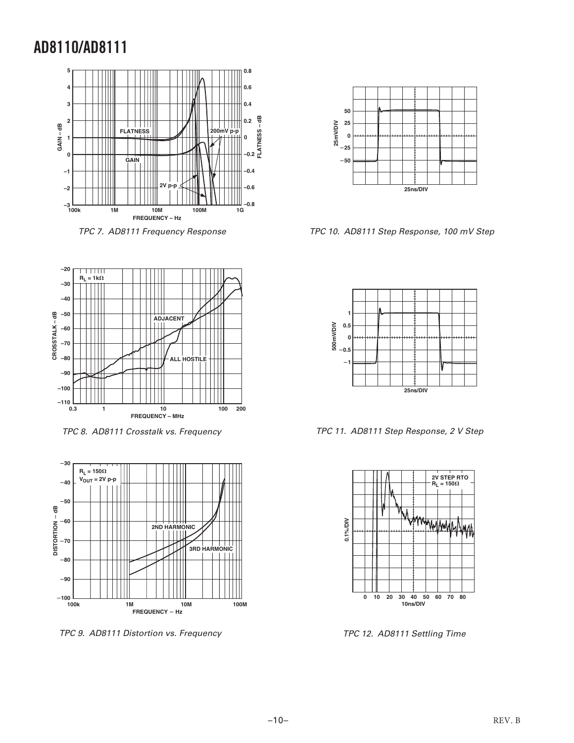TPC 7. AD8111 Frequency Response

TPC 8. AD8111 Crosstalk vs. Frequency

TPC 9. AD8111 Distortion vs. Frequency

TPC 10. AD8111 Step Response, 100 mV Step

TPC 11. AD8111 Step Response, 2 V Step

TPC 12. AD8111 Settling Time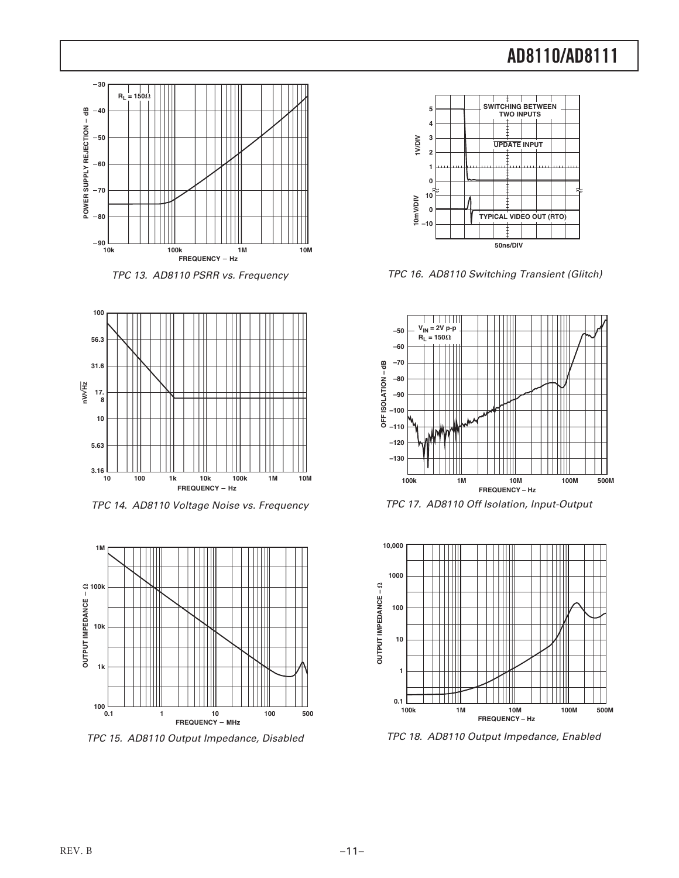TPC 13. AD8110 PSRR vs. Frequency

TPC 14. AD8110 Voltage Noise vs. Frequency

TPC 15. AD8110 Output Impedance, Disabled

TPC 16. AD8110 Switching Transient (Glitch)

TPC 17. AD8110 Off Isolation, Input-Output

TPC 18. AD8110 Output Impedance, Enabled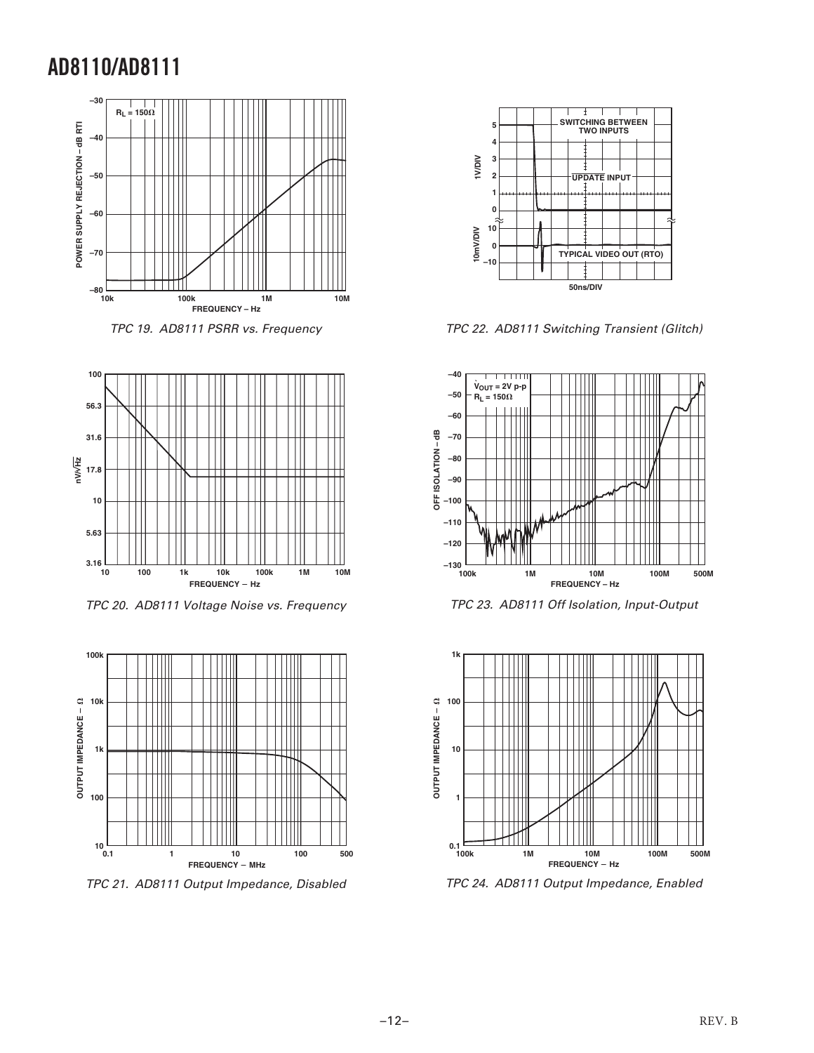TPC 19. AD8111 PSRR vs. Frequency

TPC 20. AD8111 Voltage Noise vs. Frequency

TPC 21. AD8111 Output Impedance, Disabled

TPC 22. AD8111 Switching Transient (Glitch)

TPC 23. AD8111 Off Isolation, Input-Output

TPC 24. AD8111 Output Impedance, Enabled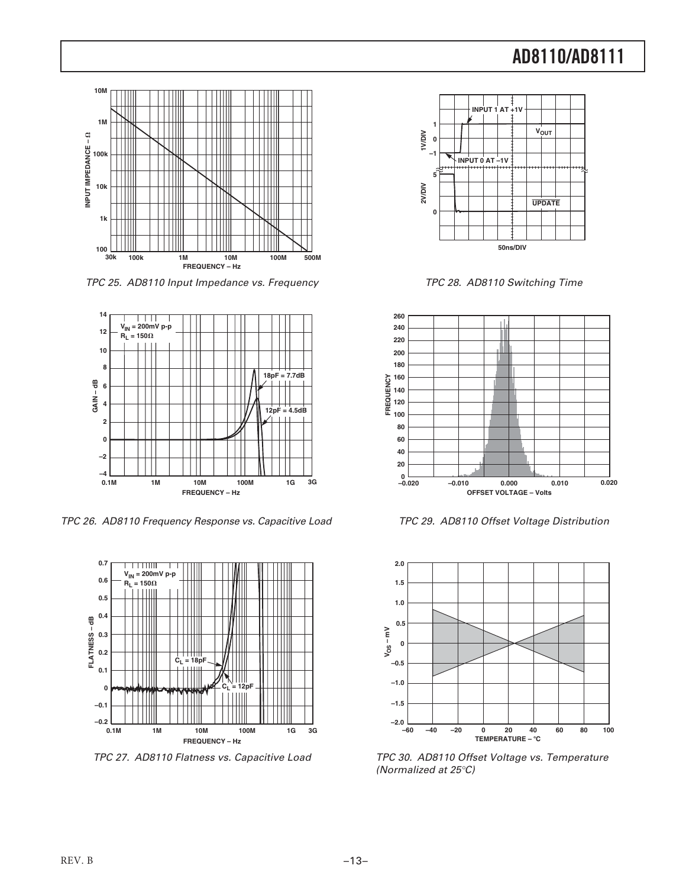TPC 25. AD8110 Input Impedance vs. Frequency

TPC 26. AD8110 Frequency Response vs. Capacitive Load

TPC 27. AD8110 Flatness vs. Capacitive Load

TPC 28. AD8110 Switching Time

TPC 29. AD8110 Offset Voltage Distribution

TPC 30. AD8110 Offset Voltage vs. Temperature (Normalized at 25°C)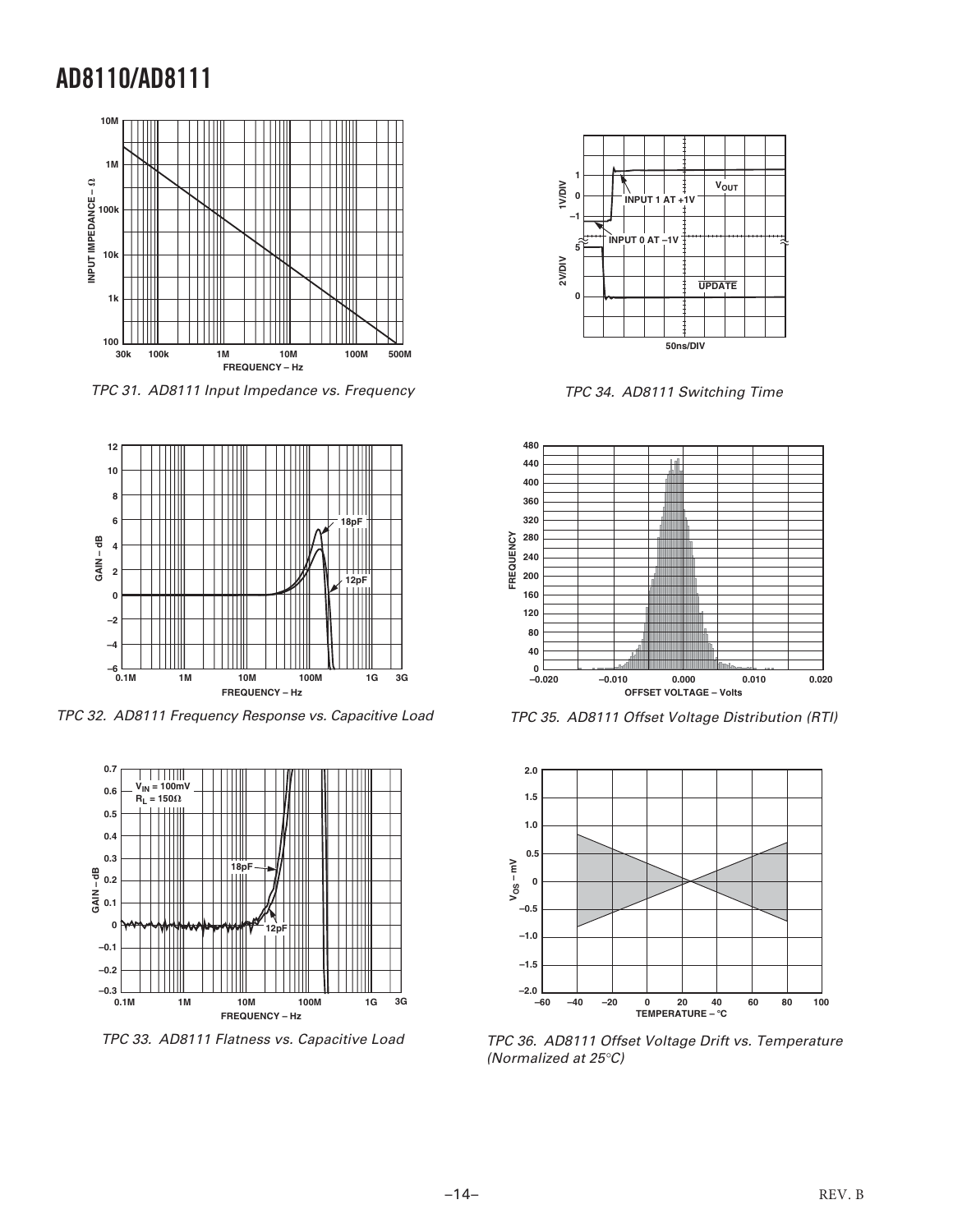TPC 31. AD8111 Input Impedance vs. Frequency

TPC 32. AD8111 Frequency Response vs. Capacitive Load

TPC 33. AD8111 Flatness vs. Capacitive Load

TPC 34. AD8111 Switching Time

TPC 35. AD8111 Offset Voltage Distribution (RTI)

TPC 36. AD8111 Offset Voltage Drift vs. Temperature (Normalized at 25°C)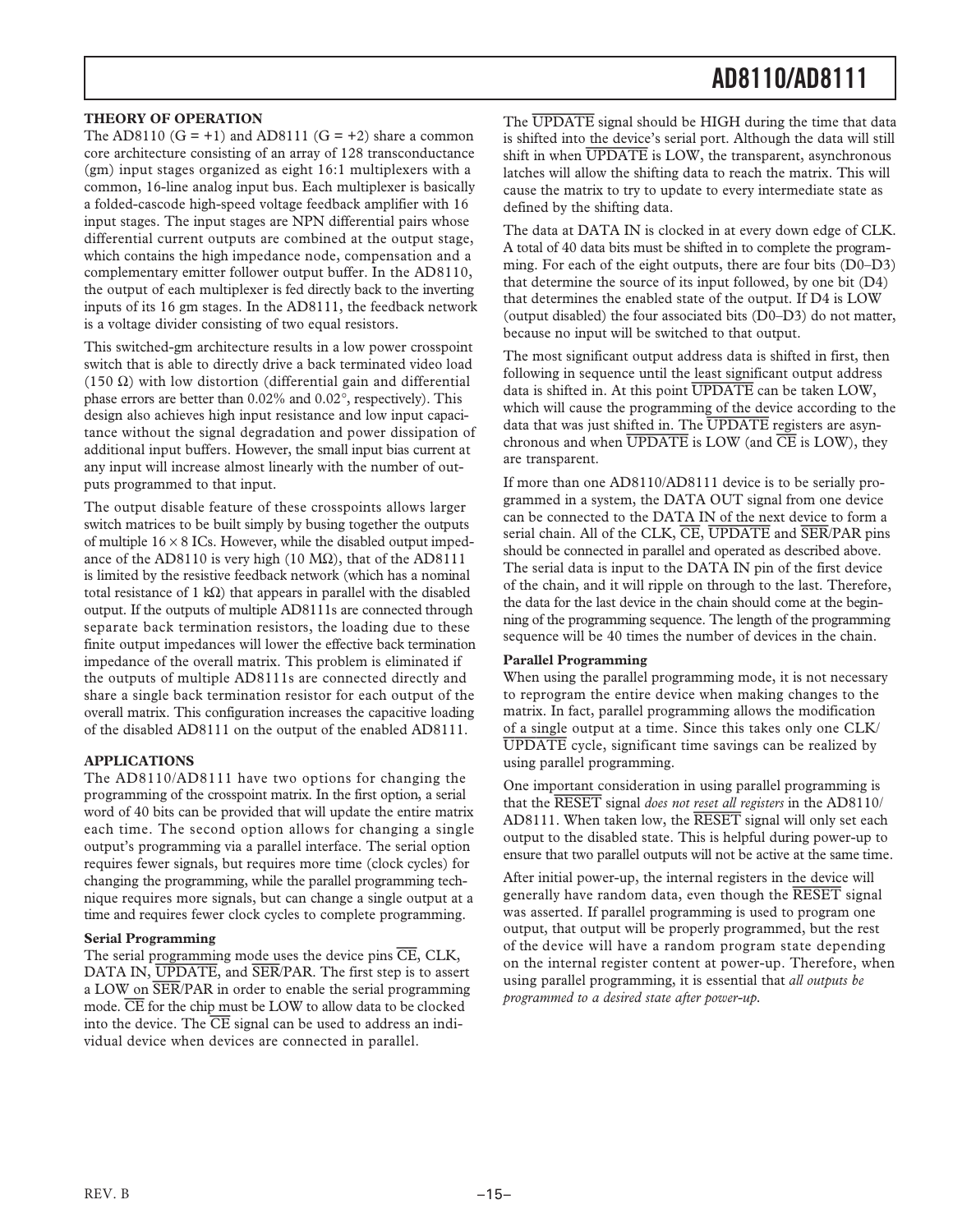## THEORY OF OPERATION

The AD8110 (G = +1) and AD8111 (G = +2) share a common core architecture consisting of an array of 128 transconductance (gm) input stages organized as eight 16:1 multiplexers with a common, 16-line analog input bus. Each multiplexer is basically a folded-cascode high-speed voltage feedback amplifier with 16 input stages. The input stages are NPN differential pairs whose differential current outputs are combined at the output stage, which contains the high impedance node, compensation and a complementary emitter follower output buffer. In the AD8110, the output of each multiplexer is fed directly back to the inverting inputs of its 16 gm stages. In the AD8111, the feedback network is a voltage divider consisting of two equal resistors.

This switched-gm architecture results in a low power crosspoint switch that is able to directly drive a back terminated video load (150 Ω) with low distortion (differential gain and differential phase errors are better than 0.02% and 0.02°, respectively). This design also achieves high input resistance and low input capacitance without the signal degradation and power dissipation of additional input buffers. However, the small input bias current at any input will increase almost linearly with the number of outputs programmed to that input.

The output disable feature of these crosspoints allows larger switch matrices to be built simply by busing together the outputs of multiple 16 × 8 ICs. However, while the disabled output impedance of the AD8110 is very high (10 MΩ), that of the AD8111 is limited by the resistive feedback network (which has a nominal total resistance of 1 kΩ) that appears in parallel with the disabled output. If the outputs of multiple AD8111s are connected through separate back termination resistors, the loading due to these finite output impedances will lower the effective back termination impedance of the overall matrix. This problem is eliminated if the outputs of multiple AD8111s are connected directly and share a single back termination resistor for each output of the overall matrix. This configuration increases the capacitive loading of the disabled AD8111 on the output of the enabled AD8111.

## APPLICATIONS

The AD8110/AD8111 have two options for changing the programming of the crosspoint matrix. In the first option, a serial word of 40 bits can be provided that will update the entire matrix each time. The second option allows for changing a single output's programming via a parallel interface. The serial option requires fewer signals, but requires more time (clock cycles) for changing the programming, while the parallel programming technique requires more signals, but can change a single output at a time and requires fewer clock cycles to complete programming.

### Serial Programming

The serial programming mode uses the device pins $\overline{\text{CE}}$, CLK, DATA IN, $\overline{\text{UPDATE}}$, and $\overline{\text{SER}}$/PAR. The first step is to assert a LOW on $\overline{\text{SER}}$/PAR in order to enable the serial programming mode. $\overline{\text{CE}}$ for the chip must be LOW to allow data to be clocked into the device. The $\overline{\text{CE}}$ signal can be used to address an individual device when devices are connected in parallel.

The $\overline{\text{UPDATE}}$ signal should be HIGH during the time that data is shifted into the device's serial port. Although the data will still shift in when $\overline{\text{UPDATE}}$ is LOW, the transparent, asynchronous latches will allow the shifting data to reach the matrix. This will cause the matrix to try to update to every intermediate state as defined by the shifting data.

The data at DATA IN is clocked in at every down edge of CLK. A total of 40 data bits must be shifted in to complete the programming. For each of the eight outputs, there are four bits (D0–D3) that determine the source of its input followed, by one bit (D4) that determines the enabled state of the output. If D4 is LOW (output disabled) the four associated bits (D0–D3) do not matter, because no input will be switched to that output.

The most significant output address data is shifted in first, then following in sequence until the least significant output address data is shifted in. At this point $\overline{\text{UPDATE}}$ can be taken LOW, which will cause the programming of the device according to the data that was just shifted in. The $\overline{\text{UPDATE}}$ registers are asynchronous and when $\overline{\text{UPDATE}}$ is LOW (and $\overline{\text{CE}}$ is LOW), they are transparent.

If more than one AD8110/AD8111 device is to be serially programmed in a system, the DATA OUT signal from one device can be connected to the DATA IN of the next device to form a serial chain. All of the CLK, $\overline{\text{CE}}$, $\overline{\text{UPDATE}}$ and $\overline{\text{SER}}$/PAR pins should be connected in parallel and operated as described above. The serial data is input to the DATA IN pin of the first device of the chain, and it will ripple on through to the last. Therefore, the data for the last device in the chain should come at the beginning of the programming sequence. The length of the programming sequence will be 40 times the number of devices in the chain.

### Parallel Programming

When using the parallel programming mode, it is not necessary to reprogram the entire device when making changes to the matrix. In fact, parallel programming allows the modification of a single output at a time. Since this takes only one CLK/$\overline{\text{UPDATE}}$ cycle, significant time savings can be realized by using parallel programming.

One important consideration in using parallel programming is that the $\overline{\text{RESET}}$ signal *does not reset all registers* in the AD8110/AD8111. When taken low, the $\overline{\text{RESET}}$ signal will only set each output to the disabled state. This is helpful during power-up to ensure that two parallel outputs will not be active at the same time.

After initial power-up, the internal registers in the device will generally have random data, even though the $\overline{\text{RESET}}$ signal was asserted. If parallel programming is used to program one output, that output will be properly programmed, but the rest of the device will have a random program state depending on the internal register content at power-up. Therefore, when using parallel programming, it is essential that *all outputs be programmed to a desired state after power-up.*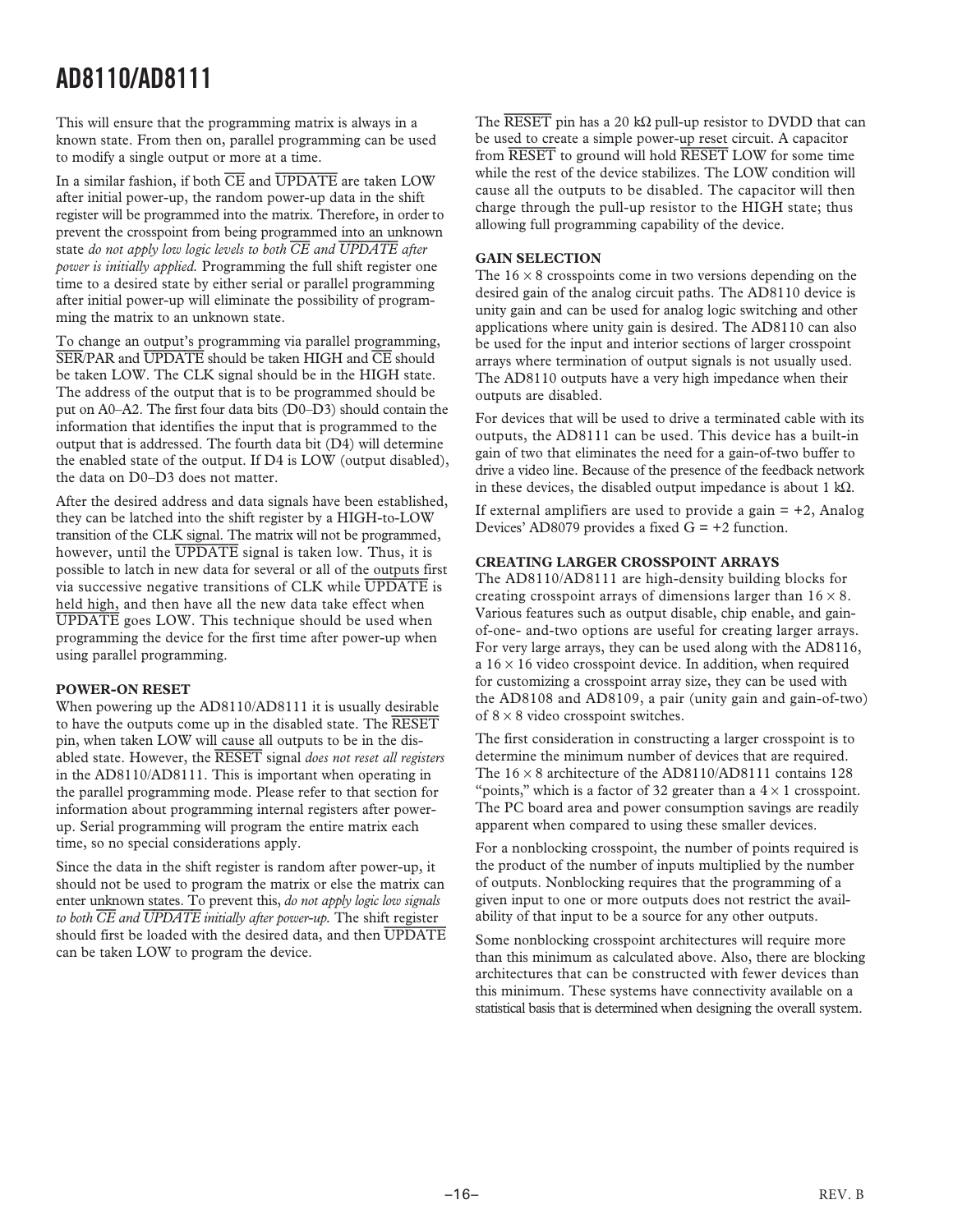This will ensure that the programming matrix is always in a known state. From then on, parallel programming can be used to modify a single output or more at a time.

In a similar fashion, if both $\overline{CE}$ and $\overline{UPDATE}$ are taken LOW after initial power-up, the random power-up data in the shift register will be programmed into the matrix. Therefore, in order to prevent the crosspoint from being programmed into an unknown state *do not apply low logic levels to both* $\overline{CE}$ *and* $\overline{UPDATE}$ *after power is initially applied.* Programming the full shift register one time to a desired state by either serial or parallel programming after initial power-up will eliminate the possibility of programming the matrix to an unknown state.

To change an output's programming via parallel programming, SER/$\overline{PAR}$ and $\overline{UPDATE}$ should be taken HIGH and $\overline{CE}$ should be taken LOW. The CLK signal should be in the HIGH state. The address of the output that is to be programmed should be put on A0–A2. The first four data bits (D0–D3) should contain the information that identifies the input that is programmed to the output that is addressed. The fourth data bit (D4) will determine the enabled state of the output. If D4 is LOW (output disabled), the data on D0–D3 does not matter.

After the desired address and data signals have been established, they can be latched into the shift register by a HIGH-to-LOW transition of the CLK signal. The matrix will not be programmed, however, until the $\overline{UPDATE}$ signal is taken low. Thus, it is possible to latch in new data for several or all of the outputs first via successive negative transitions of CLK while $\overline{UPDATE}$ is held high, and then have all the new data take effect when $\overline{UPDATE}$ goes LOW. This technique should be used when programming the device for the first time after power-up when using parallel programming.

**POWER-ON RESET**

When powering up the AD8110/AD8111 it is usually desirable to have the outputs come up in the disabled state. The $\overline{RESET}$ pin, when taken LOW will cause all outputs to be in the disabled state. However, the $\overline{RESET}$ signal *does not reset all registers* in the AD8110/AD8111. This is important when operating in the parallel programming mode. Please refer to that section for information about programming internal registers after power-up. Serial programming will program the entire matrix each time, so no special considerations apply.

Since the data in the shift register is random after power-up, it should not be used to program the matrix or else the matrix can enter unknown states. To prevent this, *do not apply logic low signals to both* $\overline{CE}$ *and* $\overline{UPDATE}$ *initially after power-up.* The shift register should first be loaded with the desired data, and then $\overline{UPDATE}$ can be taken LOW to program the device.

The $\overline{RESET}$ pin has a 20 kΩ pull-up resistor to DVDD that can be used to create a simple power-up reset circuit. A capacitor from $\overline{RESET}$ to ground will hold $\overline{RESET}$ LOW for some time while the rest of the device stabilizes. The LOW condition will cause all the outputs to be disabled. The capacitor will then charge through the pull-up resistor to the HIGH state; thus allowing full programming capability of the device.

**GAIN SELECTION**

The 16 × 8 crosspoints come in two versions depending on the desired gain of the analog circuit paths. The AD8110 device is unity gain and can be used for analog logic switching and other applications where unity gain is desired. The AD8110 can also be used for the input and interior sections of larger crosspoint arrays where termination of output signals is not usually used. The AD8110 outputs have a very high impedance when their outputs are disabled.

For devices that will be used to drive a terminated cable with its outputs, the AD8111 can be used. This device has a built-in gain of two that eliminates the need for a gain-of-two buffer to drive a video line. Because of the presence of the feedback network in these devices, the disabled output impedance is about 1 kΩ.

If external amplifiers are used to provide a gain = +2, Analog Devices' AD8079 provides a fixed G = +2 function.

**CREATING LARGER CROSSPOINT ARRAYS**

The AD8110/AD8111 are high-density building blocks for creating crosspoint arrays of dimensions larger than 16 × 8. Various features such as output disable, chip enable, and gain-of-one- and-two options are useful for creating larger arrays. For very large arrays, they can be used along with the AD8116, a 16 × 16 video crosspoint device. In addition, when required for customizing a crosspoint array size, they can be used with the AD8108 and AD8109, a pair (unity gain and gain-of-two) of 8 × 8 video crosspoint switches.

The first consideration in constructing a larger crosspoint is to determine the minimum number of devices that are required. The 16 × 8 architecture of the AD8110/AD8111 contains 128 "points," which is a factor of 32 greater than a 4 × 1 crosspoint. The PC board area and power consumption savings are readily apparent when compared to using these smaller devices.

For a nonblocking crosspoint, the number of points required is the product of the number of inputs multiplied by the number of outputs. Nonblocking requires that the programming of a given input to one or more outputs does not restrict the availability of that input to be a source for any other outputs.

Some nonblocking crosspoint architectures will require more than this minimum as calculated above. Also, there are blocking architectures that can be constructed with fewer devices than this minimum. These systems have connectivity available on a statistical basis that is determined when designing the overall system.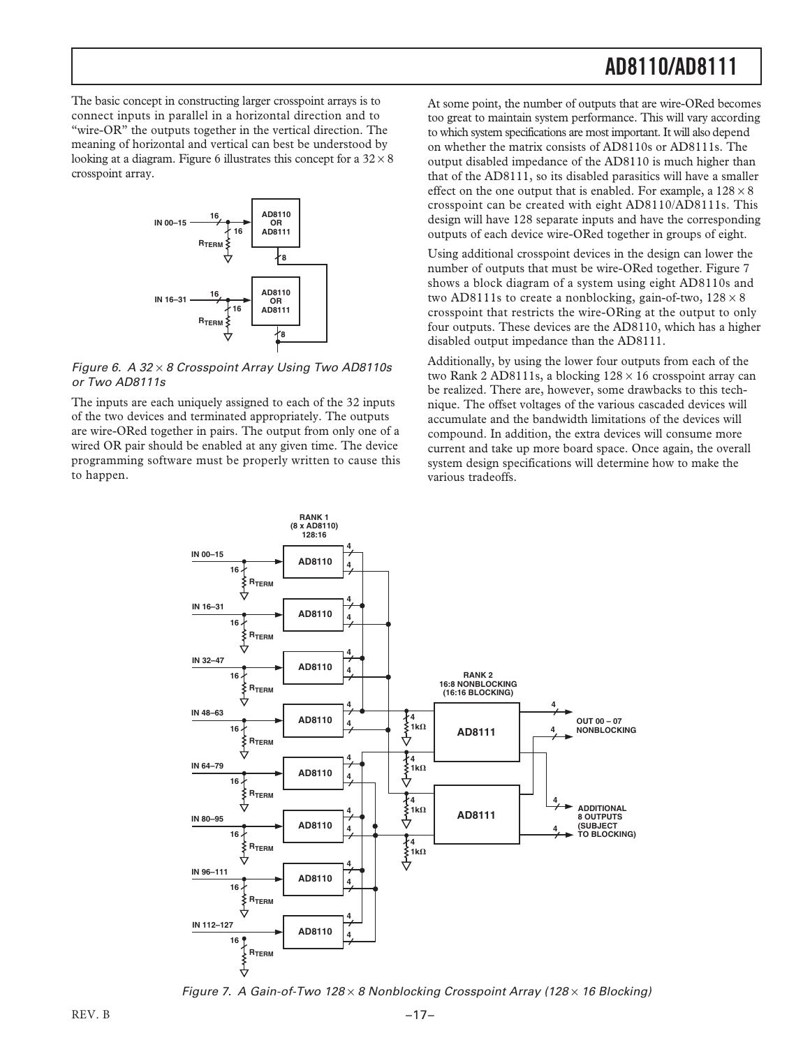The basic concept in constructing larger crosspoint arrays is to connect inputs in parallel in a horizontal direction and to "wire-OR" the outputs together in the vertical direction. The meaning of horizontal and vertical can best be understood by looking at a diagram. Figure 6 illustrates this concept for a 32 × 8 crosspoint array.

*Figure 6. A 32 × 8 Crosspoint Array Using Two AD8110s or Two AD8111s*

The inputs are each uniquely assigned to each of the 32 inputs of the two devices and terminated appropriately. The outputs are wire-ORed together in pairs. The output from only one of a wired OR pair should be enabled at any given time. The device programming software must be properly written to cause this to happen.

At some point, the number of outputs that are wire-ORed becomes too great to maintain system performance. This will vary according to which system specifications are most important. It will also depend on whether the matrix consists of AD8110s or AD8111s. The output disabled impedance of the AD8110 is much higher than that of the AD8111, so its disabled parasitics will have a smaller effect on the one output that is enabled. For example, a 128 × 8 crosspoint can be created with eight AD8110/AD8111s. This design will have 128 separate inputs and have the corresponding outputs of each device wire-ORed together in groups of eight.

Using additional crosspoint devices in the design can lower the number of outputs that must be wire-ORed together. Figure 7 shows a block diagram of a system using eight AD8110s and two AD8111s to create a nonblocking, gain-of-two, 128 × 8 crosspoint that restricts the wire-ORing at the output to only four outputs. These devices are the AD8110, which has a higher disabled output impedance than the AD8111.

Additionally, by using the lower four outputs from each of the two Rank 2 AD8111s, a blocking 128 × 16 crosspoint array can be realized. There are, however, some drawbacks to this technique. The offset voltages of the various cascaded devices will accumulate and the bandwidth limitations of the devices will compound. In addition, the extra devices will consume more current and take up more board space. Once again, the overall system design specifications will determine how to make the various tradeoffs.

*Figure 7. A Gain-of-Two 128 × 8 Nonblocking Crosspoint Array (128 × 16 Blocking)*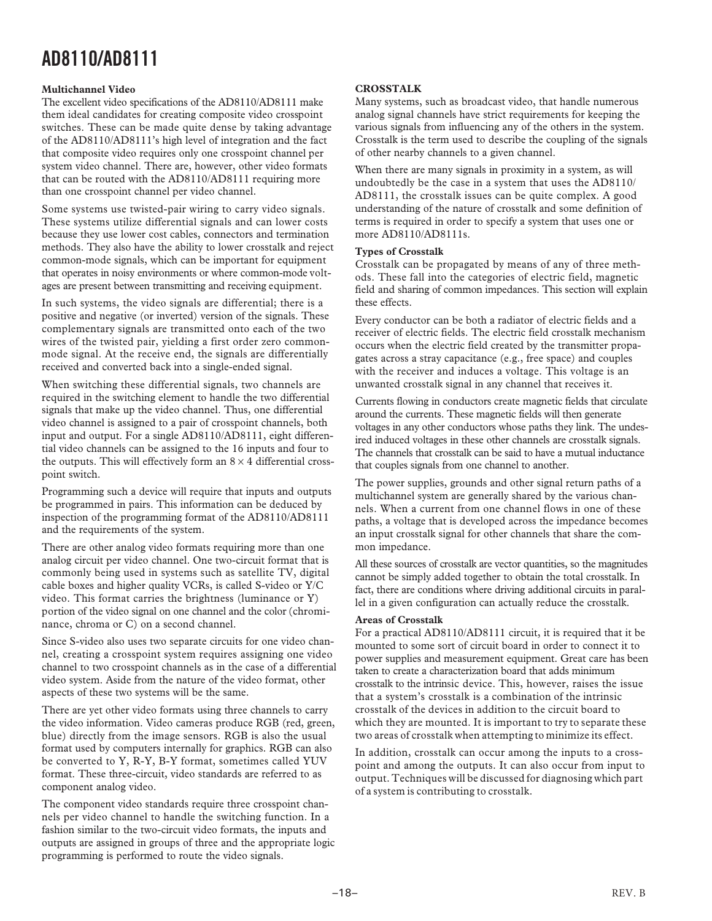### Multichannel Video

The excellent video specifications of the AD8110/AD8111 make them ideal candidates for creating composite video crosspoint switches. These can be made quite dense by taking advantage of the AD8110/AD8111's high level of integration and the fact that composite video requires only one crosspoint channel per system video channel. There are, however, other video formats that can be routed with the AD8110/AD8111 requiring more than one crosspoint channel per video channel.

Some systems use twisted-pair wiring to carry video signals. These systems utilize differential signals and can lower costs because they use lower cost cables, connectors and termination methods. They also have the ability to lower crosstalk and reject common-mode signals, which can be important for equipment that operates in noisy environments or where common-mode voltages are present between transmitting and receiving equipment.

In such systems, the video signals are differential; there is a positive and negative (or inverted) version of the signals. These complementary signals are transmitted onto each of the two wires of the twisted pair, yielding a first order zero common-mode signal. At the receive end, the signals are differentially received and converted back into a single-ended signal.

When switching these differential signals, two channels are required in the switching element to handle the two differential signals that make up the video channel. Thus, one differential video channel is assigned to a pair of crosspoint channels, both input and output. For a single AD8110/AD8111, eight differential video channels can be assigned to the 16 inputs and four to the outputs. This will effectively form an $8 \times 4$ differential crosspoint switch.

Programming such a device will require that inputs and outputs be programmed in pairs. This information can be deduced by inspection of the programming format of the AD8110/AD8111 and the requirements of the system.

There are other analog video formats requiring more than one analog circuit per video channel. One two-circuit format that is commonly being used in systems such as satellite TV, digital cable boxes and higher quality VCRs, is called S-video or Y/C video. This format carries the brightness (luminance or Y) portion of the video signal on one channel and the color (chrominance, chroma or C) on a second channel.

Since S-video also uses two separate circuits for one video channel, creating a crosspoint system requires assigning one video channel to two crosspoint channels as in the case of a differential video system. Aside from the nature of the video format, other aspects of these two systems will be the same.

There are yet other video formats using three channels to carry the video information. Video cameras produce RGB (red, green, blue) directly from the image sensors. RGB is also the usual format used by computers internally for graphics. RGB can also be converted to Y, R-Y, B-Y format, sometimes called YUV format. These three-circuit, video standards are referred to as component analog video.

The component video standards require three crosspoint channels per video channel to handle the switching function. In a fashion similar to the two-circuit video formats, the inputs and outputs are assigned in groups of three and the appropriate logic programming is performed to route the video signals.

## CROSSTALK

Many systems, such as broadcast video, that handle numerous analog signal channels have strict requirements for keeping the various signals from influencing any of the others in the system. Crosstalk is the term used to describe the coupling of the signals of other nearby channels to a given channel.

When there are many signals in proximity in a system, as will undoubtedly be the case in a system that uses the AD8110/AD8111, the crosstalk issues can be quite complex. A good understanding of the nature of crosstalk and some definition of terms is required in order to specify a system that uses one or more AD8110/AD8111s.

### Types of Crosstalk

Crosstalk can be propagated by means of any of three methods. These fall into the categories of electric field, magnetic field and sharing of common impedances. This section will explain these effects.

Every conductor can be both a radiator of electric fields and a receiver of electric fields. The electric field crosstalk mechanism occurs when the electric field created by the transmitter propagates across a stray capacitance (e.g., free space) and couples with the receiver and induces a voltage. This voltage is an unwanted crosstalk signal in any channel that receives it.

Currents flowing in conductors create magnetic fields that circulate around the currents. These magnetic fields will then generate voltages in any other conductors whose paths they link. The undesired induced voltages in these other channels are crosstalk signals. The channels that crosstalk can be said to have a mutual inductance that couples signals from one channel to another.

The power supplies, grounds and other signal return paths of a multichannel system are generally shared by the various channels. When a current from one channel flows in one of these paths, a voltage that is developed across the impedance becomes an input crosstalk signal for other channels that share the common impedance.

All these sources of crosstalk are vector quantities, so the magnitudes cannot be simply added together to obtain the total crosstalk. In fact, there are conditions where driving additional circuits in parallel in a given configuration can actually reduce the crosstalk.

### Areas of Crosstalk

For a practical AD8110/AD8111 circuit, it is required that it be mounted to some sort of circuit board in order to connect it to power supplies and measurement equipment. Great care has been taken to create a characterization board that adds minimum crosstalk to the intrinsic device. This, however, raises the issue that a system's crosstalk is a combination of the intrinsic crosstalk of the devices in addition to the circuit board to which they are mounted. It is important to try to separate these two areas of crosstalk when attempting to minimize its effect.

In addition, crosstalk can occur among the inputs to a crosspoint and among the outputs. It can also occur from input to output. Techniques will be discussed for diagnosing which part of a system is contributing to crosstalk.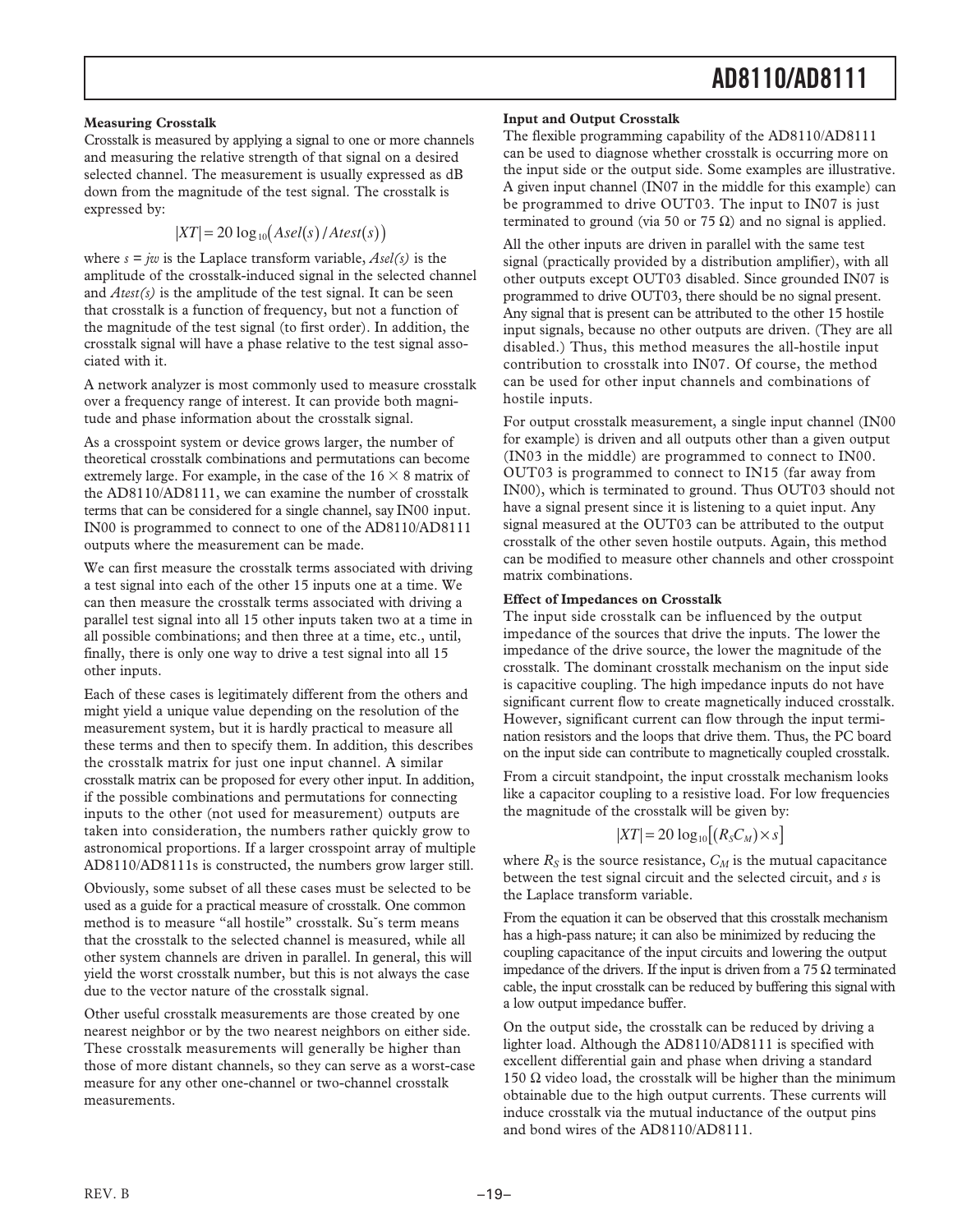**Measuring Crosstalk**

Crosstalk is measured by applying a signal to one or more channels and measuring the relative strength of that signal on a desired selected channel. The measurement is usually expressed as dB down from the magnitude of the test signal. The crosstalk is expressed by:

$$|XT| = 20\log_{10}\left(Asel(s)/Atest(s)\right)$$

where $s = jw$ is the Laplace transform variable, $Asel(s)$ is the amplitude of the crosstalk-induced signal in the selected channel and $Atest(s)$ is the amplitude of the test signal. It can be seen that crosstalk is a function of frequency, but not a function of the magnitude of the test signal (to first order). In addition, the crosstalk signal will have a phase relative to the test signal associated with it.

A network analyzer is most commonly used to measure crosstalk over a frequency range of interest. It can provide both magnitude and phase information about the crosstalk signal.

As a crosspoint system or device grows larger, the number of theoretical crosstalk combinations and permutations can become extremely large. For example, in the case of the 16 × 8 matrix of the AD8110/AD8111, we can examine the number of crosstalk terms that can be considered for a single channel, say IN00 input. IN00 is programmed to connect to one of the AD8110/AD8111 outputs where the measurement can be made.

We can first measure the crosstalk terms associated with driving a test signal into each of the other 15 inputs one at a time. We can then measure the crosstalk terms associated with driving a parallel test signal into all 15 other inputs taken two at a time in all possible combinations; and then three at a time, etc., until, finally, there is only one way to drive a test signal into all 15 other inputs.

Each of these cases is legitimately different from the others and might yield a unique value depending on the resolution of the measurement system, but it is hardly practical to measure all these terms and then to specify them. In addition, this describes the crosstalk matrix for just one input channel. A similar crosstalk matrix can be proposed for every other input. In addition, if the possible combinations and permutations for connecting inputs to the other (not used for measurement) outputs are taken into consideration, the numbers rather quickly grow to astronomical proportions. If a larger crosspoint array of multiple AD8110/AD8111s is constructed, the numbers grow larger still.

Obviously, some subset of all these cases must be selected to be used as a guide for a practical measure of crosstalk. One common method is to measure "all hostile" crosstalk. Su˘s term means that the crosstalk to the selected channel is measured, while all other system channels are driven in parallel. In general, this will yield the worst crosstalk number, but this is not always the case due to the vector nature of the crosstalk signal.

Other useful crosstalk measurements are those created by one nearest neighbor or by the two nearest neighbors on either side. These crosstalk measurements will generally be higher than those of more distant channels, so they can serve as a worst-case measure for any other one-channel or two-channel crosstalk measurements.

**Input and Output Crosstalk**

The flexible programming capability of the AD8110/AD8111 can be used to diagnose whether crosstalk is occurring more on the input side or the output side. Some examples are illustrative. A given input channel (IN07 in the middle for this example) can be programmed to drive OUT03. The input to IN07 is just terminated to ground (via 50 or 75 Ω) and no signal is applied.

All the other inputs are driven in parallel with the same test signal (practically provided by a distribution amplifier), with all other outputs except OUT03 disabled. Since grounded IN07 is programmed to drive OUT03, there should be no signal present. Any signal that is present can be attributed to the other 15 hostile input signals, because no other outputs are driven. (They are all disabled.) Thus, this method measures the all-hostile input contribution to crosstalk into IN07. Of course, the method can be used for other input channels and combinations of hostile inputs.

For output crosstalk measurement, a single input channel (IN00 for example) is driven and all outputs other than a given output (IN03 in the middle) are programmed to connect to IN00. OUT03 is programmed to connect to IN15 (far away from IN00), which is terminated to ground. Thus OUT03 should not have a signal present since it is listening to a quiet input. Any signal measured at the OUT03 can be attributed to the output crosstalk of the other seven hostile outputs. Again, this method can be modified to measure other channels and other crosspoint matrix combinations.

**Effect of Impedances on Crosstalk**

The input side crosstalk can be influenced by the output impedance of the sources that drive the inputs. The lower the impedance of the drive source, the lower the magnitude of the crosstalk. The dominant crosstalk mechanism on the input side is capacitive coupling. The high impedance inputs do not have significant current flow to create magnetically induced crosstalk. However, significant current can flow through the input termination resistors and the loops that drive them. Thus, the PC board on the input side can contribute to magnetically coupled crosstalk.

From a circuit standpoint, the input crosstalk mechanism looks like a capacitor coupling to a resistive load. For low frequencies the magnitude of the crosstalk will be given by:

$$|XT| = 20\log_{10}\left[(R_S C_M) \times s\right]$$

where $R_S$ is the source resistance, $C_M$ is the mutual capacitance between the test signal circuit and the selected circuit, and $s$ is the Laplace transform variable.

From the equation it can be observed that this crosstalk mechanism has a high-pass nature; it can also be minimized by reducing the coupling capacitance of the input circuits and lowering the output impedance of the drivers. If the input is driven from a 75 Ω terminated cable, the input crosstalk can be reduced by buffering this signal with a low output impedance buffer.

On the output side, the crosstalk can be reduced by driving a lighter load. Although the AD8110/AD8111 is specified with excellent differential gain and phase when driving a standard 150 Ω video load, the crosstalk will be higher than the minimum obtainable due to the high output currents. These currents will induce crosstalk via the mutual inductance of the output pins and bond wires of the AD8110/AD8111.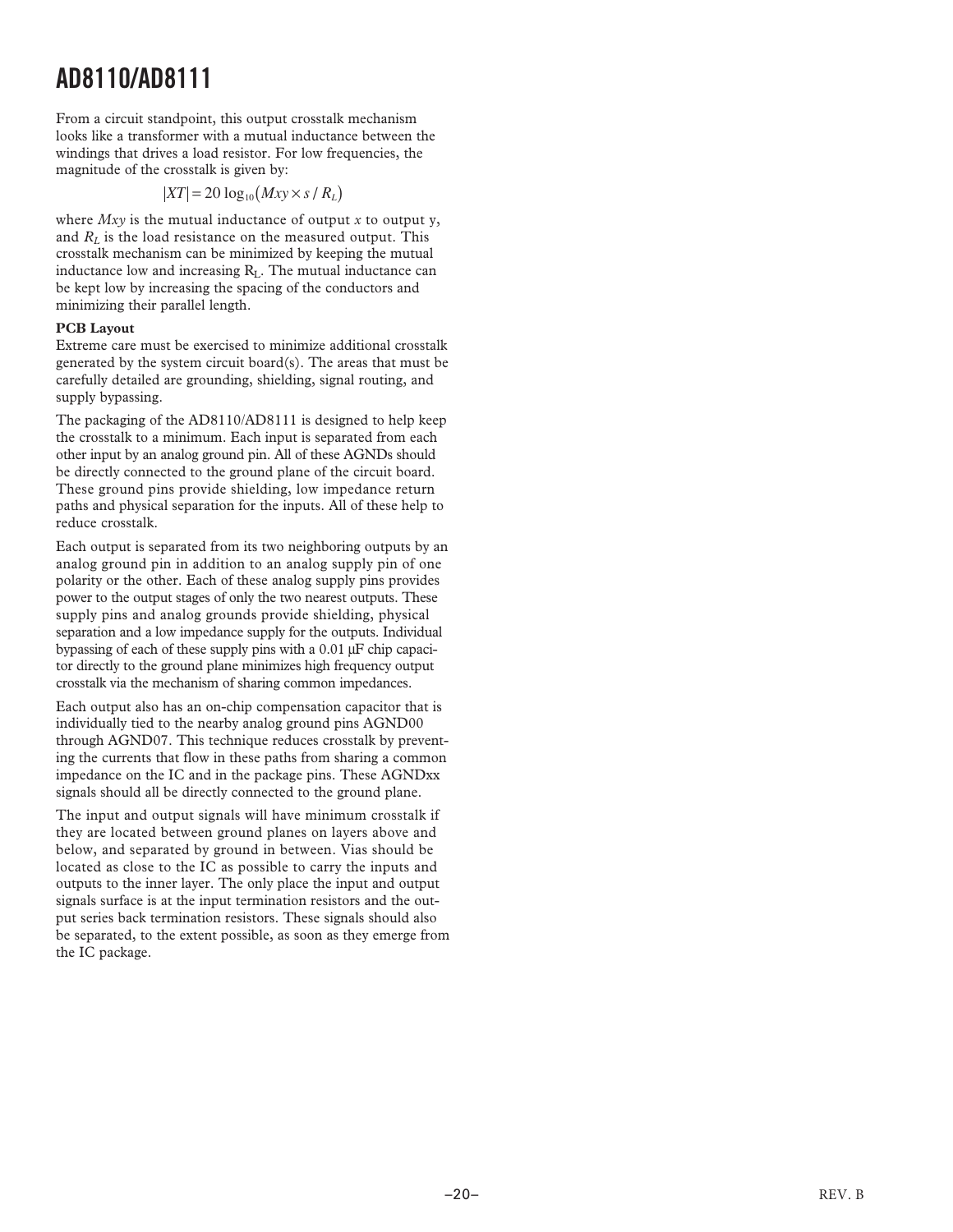From a circuit standpoint, this output crosstalk mechanism looks like a transformer with a mutual inductance between the windings that drives a load resistor. For low frequencies, the magnitude of the crosstalk is given by:

$$|XT| = 20 \log_{10}(Mxy \times s / R_L)$$

where $Mxy$ is the mutual inductance of output $x$ to output y, and $R_L$ is the load resistance on the measured output. This crosstalk mechanism can be minimized by keeping the mutual inductance low and increasing $R_L$. The mutual inductance can be kept low by increasing the spacing of the conductors and minimizing their parallel length.

**PCB Layout**

Extreme care must be exercised to minimize additional crosstalk generated by the system circuit board(s). The areas that must be carefully detailed are grounding, shielding, signal routing, and supply bypassing.

The packaging of the AD8110/AD8111 is designed to help keep the crosstalk to a minimum. Each input is separated from each other input by an analog ground pin. All of these AGNDs should be directly connected to the ground plane of the circuit board. These ground pins provide shielding, low impedance return paths and physical separation for the inputs. All of these help to reduce crosstalk.

Each output is separated from its two neighboring outputs by an analog ground pin in addition to an analog supply pin of one polarity or the other. Each of these analog supply pins provides power to the output stages of only the two nearest outputs. These supply pins and analog grounds provide shielding, physical separation and a low impedance supply for the outputs. Individual bypassing of each of these supply pins with a 0.01 µF chip capacitor directly to the ground plane minimizes high frequency output crosstalk via the mechanism of sharing common impedances.

Each output also has an on-chip compensation capacitor that is individually tied to the nearby analog ground pins AGND00 through AGND07. This technique reduces crosstalk by preventing the currents that flow in these paths from sharing a common impedance on the IC and in the package pins. These AGNDxx signals should all be directly connected to the ground plane.

The input and output signals will have minimum crosstalk if they are located between ground planes on layers above and below, and separated by ground in between. Vias should be located as close to the IC as possible to carry the inputs and outputs to the inner layer. The only place the input and output signals surface is at the input termination resistors and the output series back termination resistors. These signals should also be separated, to the extent possible, as soon as they emerge from the IC package.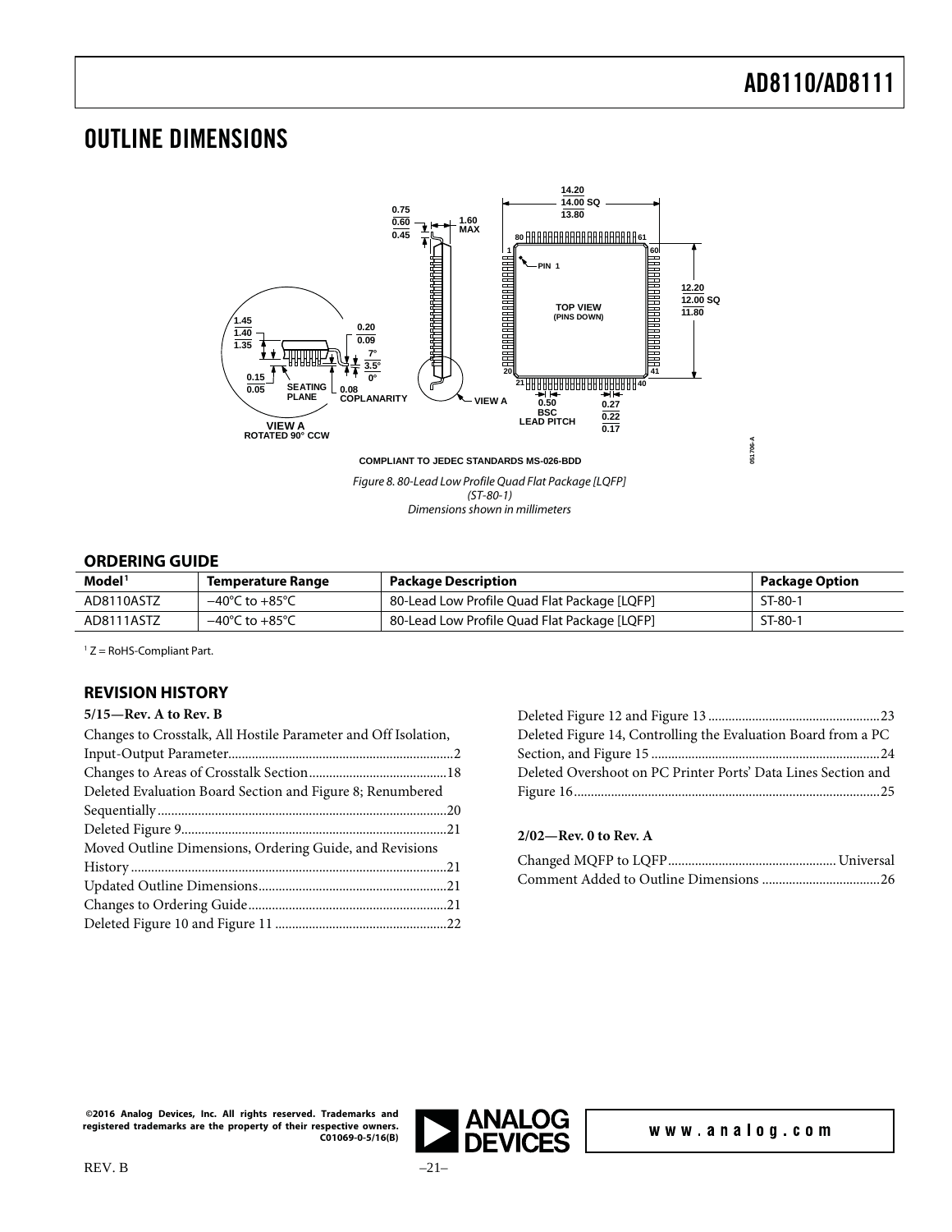# OUTLINE DIMENSIONS

14.20
14.00 SQ
13.80

0.75
0.60
0.45

1.60 MAX

80
61
1
60
PIN 1

TOP VIEW
(PINS DOWN)

12.20
12.00 SQ
11.80

20
41
21
40

1.45
1.40
1.35

0.20
0.09

7°
3.5°
0°

0.15
0.05

SEATING PLANE

0.08 COPLANARITY

VIEW A

0.50 BSC LEAD PITCH

0.27
0.22
0.17

VIEW A
ROTATED 90° CCW

COMPLIANT TO JEDEC STANDARDS MS-026-BDD

051706-A

*Figure 8. 80-Lead Low Profile Quad Flat Package [LQFP] (ST-80-1) Dimensions shown in millimeters*

## ORDERING GUIDE

| Model[1] | Temperature Range | Package Description | Package Option |
|---|---|---|---|
| AD8110ASTZ | −40°C to +85°C | 80-Lead Low Profile Quad Flat Package [LQFP] | ST-80-1 |
| AD8111ASTZ | −40°C to +85°C | 80-Lead Low Profile Quad Flat Package [LQFP] | ST-80-1 |

[1] Z = RoHS-Compliant Part.

## REVISION HISTORY

**5/15—Rev. A to Rev. B**

Changes to Crosstalk, All Hostile Parameter and Off Isolation, Input-Output Parameter....2
Changes to Areas of Crosstalk Section....18
Deleted Evaluation Board Section and Figure 8; Renumbered Sequentially....20
Deleted Figure 9....21
Moved Outline Dimensions, Ordering Guide, and Revisions History....21
Updated Outline Dimensions....21
Changes to Ordering Guide....21
Deleted Figure 10 and Figure 11....22
Deleted Figure 12 and Figure 13....23
Deleted Figure 14, Controlling the Evaluation Board from a PC Section, and Figure 15....24
Deleted Overshoot on PC Printer Ports' Data Lines Section and Figure 16....25

**2/02—Rev. 0 to Rev. A**

Changed MQFP to LQFP....Universal
Comment Added to Outline Dimensions....26

©2016 Analog Devices, Inc. All rights reserved. Trademarks and registered trademarks are the property of their respective owners. C01069-0-5/16(B)